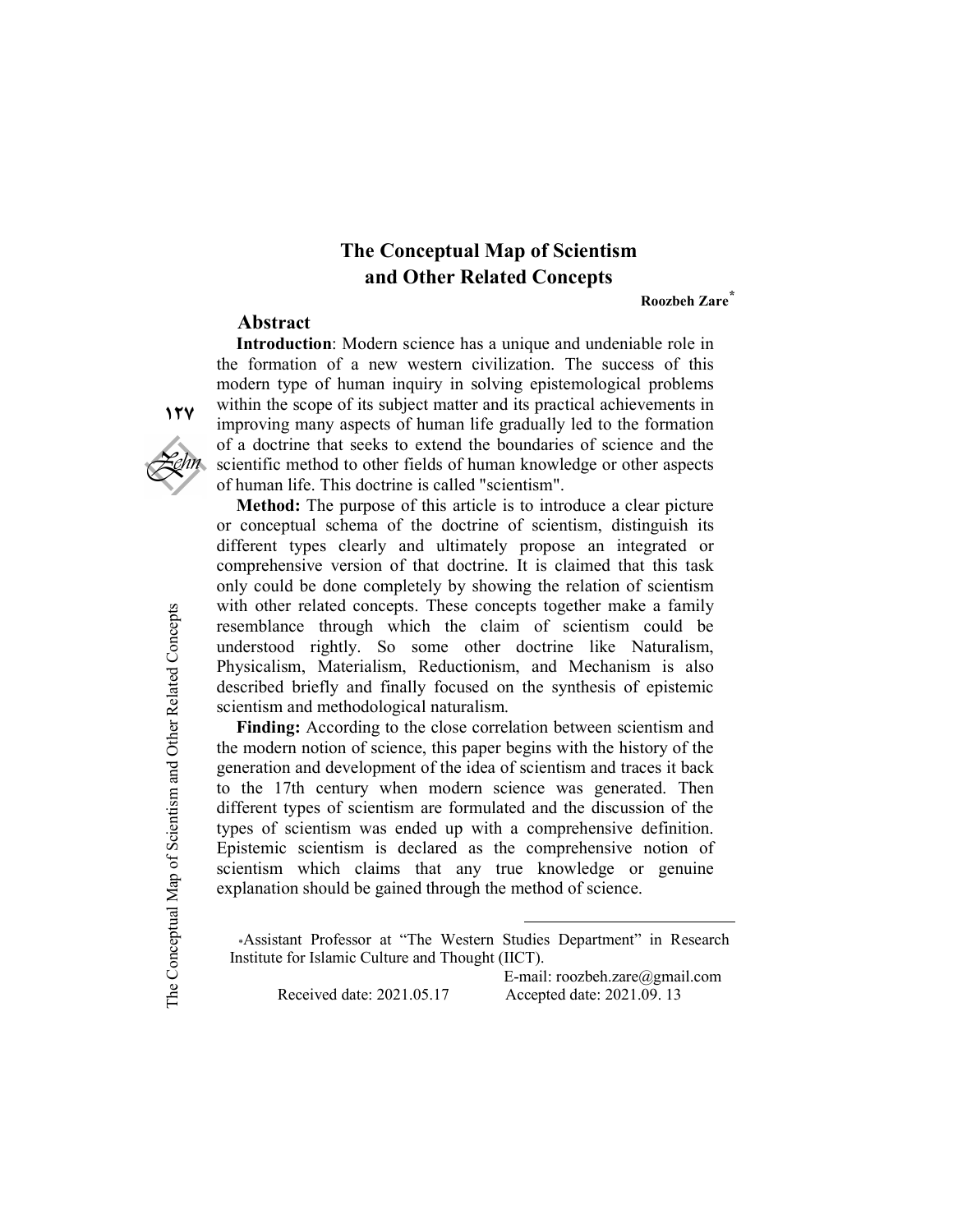# The Conceptual Map of Scientism and Other Related Concepts

**Roozbeh Zare***

## Abstract

**Introduction**: Modern science has a unique and undeniable role in the formation of a new western civilization. The success of this modern type of human inquiry in solving epistemological problems within the scope of its subject matter and its practical achievements in improving many aspects of human life gradually led to the formation of a doctrine that seeks to extend the boundaries of science and the scientific method to other fields of human knowledge or other aspects of human life. This doctrine is called "scientism".

**Method:** The purpose of this article is to introduce a clear picture or conceptual schema of the doctrine of scientism, distinguish its different types clearly and ultimately propose an integrated or comprehensive version of that doctrine. It is claimed that this task only could be done completely by showing the relation of scientism with other related concepts. These concepts together make a family resemblance through which the claim of scientism could be understood rightly. So some other doctrine like Naturalism, Physicalism, Materialism, Reductionism, and Mechanism is also described briefly and finally focused on the synthesis of epistemic scientism and methodological naturalism.

**Finding:** According to the close correlation between scientism and the modern notion of science, this paper begins with the history of the generation and development of the idea of scientism and traces it back to the 17th century when modern science was generated. Then different types of scientism are formulated and the discussion of the types of scientism was ended up with a comprehensive definition. Epistemic scientism is declared as the comprehensive notion of scientism which claims that any true knowledge or genuine explanation should be gained through the method of science.

---

*Assistant Professor at "The Western Studies Department" in Research Institute for Islamic Culture and Thought (IICT).

E-mail: roozbeh.zare@gmail.com

Received date: 2021.05.17 Accepted date: 2021.09. 13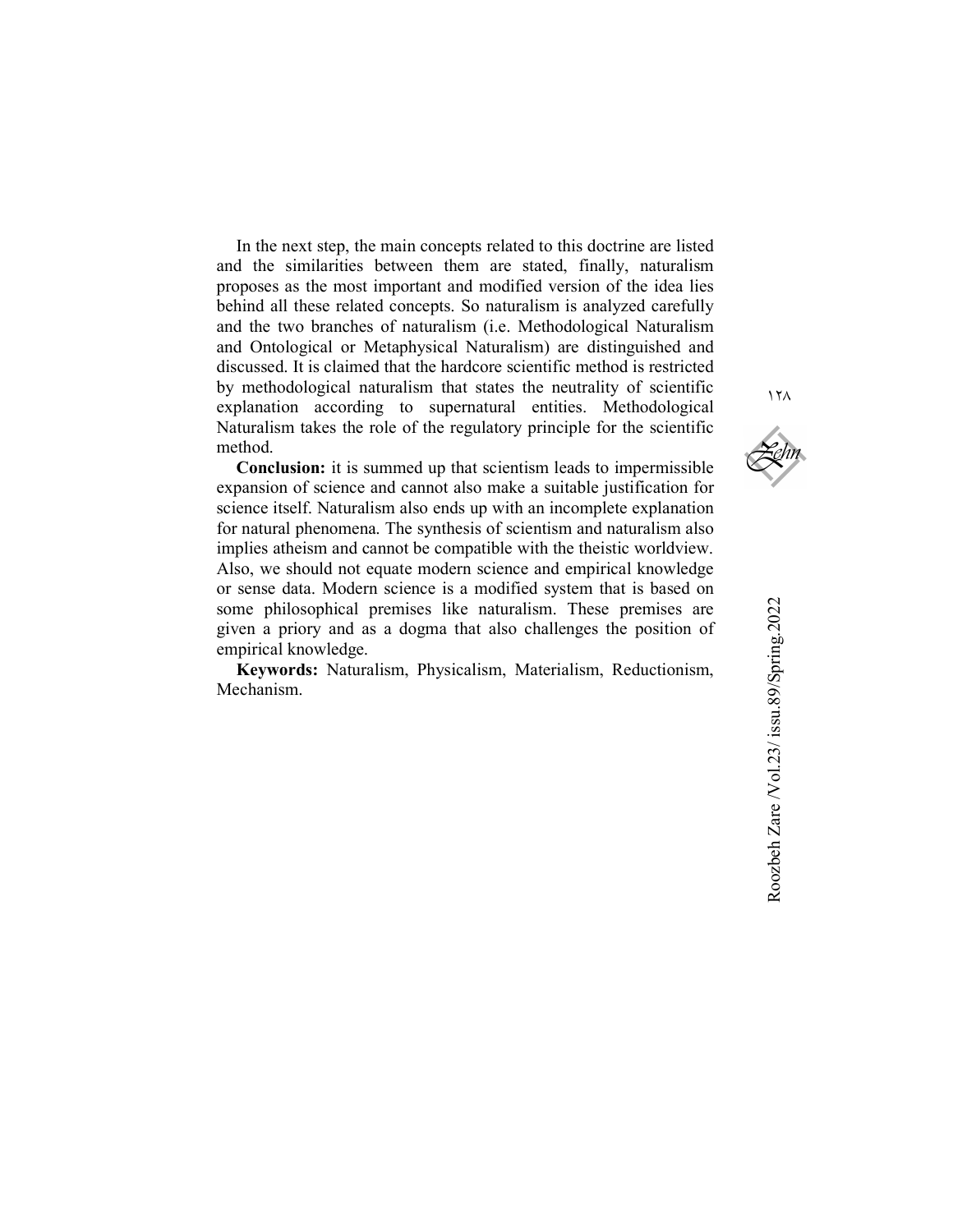In the next step, the main concepts related to this doctrine are listed and the similarities between them are stated, finally, naturalism proposes as the most important and modified version of the idea lies behind all these related concepts. So naturalism is analyzed carefully and the two branches of naturalism (i.e. Methodological Naturalism and Ontological or Metaphysical Naturalism) are distinguished and discussed. It is claimed that the hardcore scientific method is restricted by methodological naturalism that states the neutrality of scientific explanation according to supernatural entities. Methodological Naturalism takes the role of the regulatory principle for the scientific method.

**Conclusion:** it is summed up that scientism leads to impermissible expansion of science and cannot also make a suitable justification for science itself. Naturalism also ends up with an incomplete explanation for natural phenomena. The synthesis of scientism and naturalism also implies atheism and cannot be compatible with the theistic worldview. Also, we should not equate modern science and empirical knowledge or sense data. Modern science is a modified system that is based on some philosophical premises like naturalism. These premises are given a priory and as a dogma that also challenges the position of empirical knowledge.

**Keywords:** Naturalism, Physicalism, Materialism, Reductionism, Mechanism.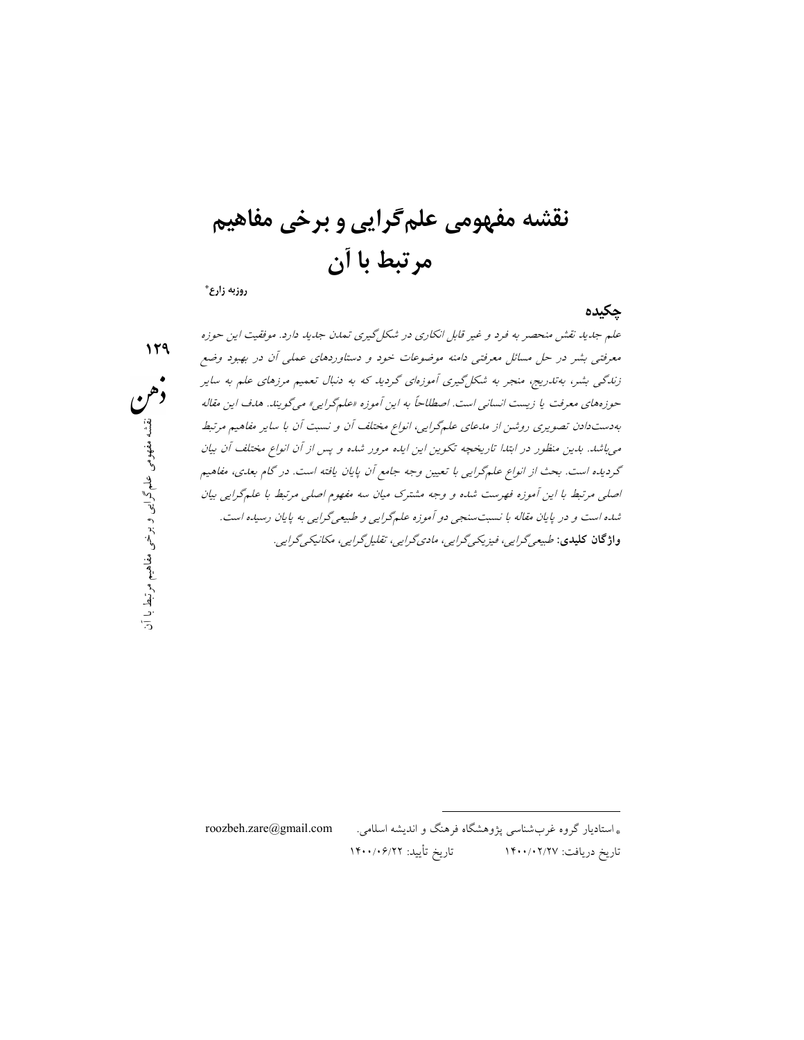# نقشه مفهومی علم‌گرایی و برخی مفاهیم مرتبط با آن

روزبه زارع*

## چکیده

*علم جدید نقش منحصر به فرد و غیر قابل انکاری در شکل‌گیری تمدن جدید دارد. موفقیت این حوزه معرفتی بشر در حل مسائل معرفتی دامنه موضوعات خود و دستاوردهای عملی آن در بهبود وضع زندگی بشر، به‌تدریج، منجر به شکل‌گیری آموزه‌ای گردید که به دنبال تعمیم مرزهای علم به سایر حوزه‌های معرفت یا زیست انسانی است. اصطلاحاً به این آموزه «علم‌گرایی» می‌گویند. هدف این مقاله به‌دست‌دادن تصویری روشن از مدعای علم‌گرایی، انواع مختلف آن و نسبت آن با سایر مفاهیم مرتبط می‌باشد. بدین منظور در ابتدا تاریخچه تکوین این ایده مرور شده و پس از آن انواع مختلف آن بیان گردیده است. بحث از انواع علم‌گرایی با تعیین وجه جامع آن پایان یافته است. در گام بعدی، مفاهیم اصلی مرتبط با این آموزه فهرست شده و وجه مشترک میان سه مفهوم اصلی مرتبط با علم‌گرایی بیان شده است و در پایان مقاله با نسبت‌سنجی دو آموزه علم‌گرایی و طبیعی‌گرایی به پایان رسیده است.*

**واژگان کلیدی:** *طبیعی‌گرایی، فیزیکی‌گرایی، مادی‌گرایی، تقلیل‌گرایی، مکانیکی‌گرایی.*

---

* استادیار گروه غرب‌شناسی پژوهشگاه فرهنگ و اندیشه اسلامی. roozbeh.zare@gmail.com

تاریخ دریافت: ۱۴۰۰/۰۲/۲۷ تاریخ تأیید: ۱۴۰۰/۰۶/۲۲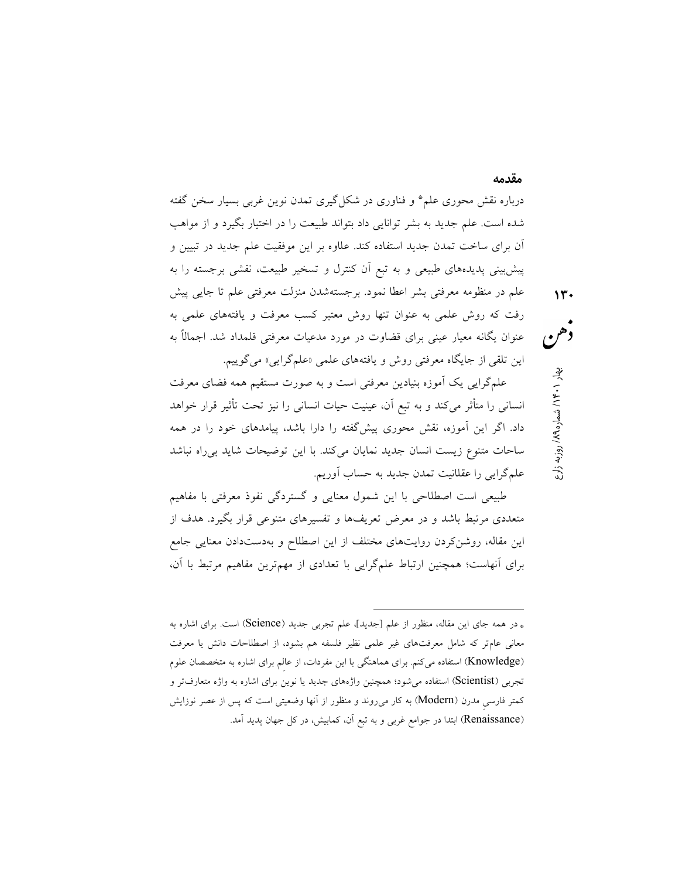## مقدمه

درباره نقش محوری علم* و فناوری در شکل‌گیری تمدن نوین غربی بسیار سخن گفته شده است. علم جدید به بشر توانایی داد بتواند طبیعت را در اختیار بگیرد و از مواهب آن برای ساخت تمدن جدید استفاده کند. علاوه بر این موفقیت علم جدید در تبیین و پیش‌بینی پدیده‌های طبیعی و به تبع آن کنترل و تسخیر طبیعت، نقشی برجسته را به علم در منظومه معرفتی بشر اعطا نمود. برجسته‌شدن منزلت معرفتی علم تا جایی پیش رفت که روش علمی به عنوان تنها روش معتبر کسب معرفت و یافته‌های علمی به عنوان یگانه معیار عینی برای قضاوت در مورد مدعیات معرفتی قلمداد شد. اجمالاً به این تلقی از جایگاه معرفتی روش و یافته‌های علمی «علم‌گرایی» می‌گوییم.

علم‌گرایی یک آموزه بنیادین معرفتی است و به صورت مستقیم همه فضای معرفت انسانی را متأثر می‌کند و به تبع آن، عینیت حیات انسانی را نیز تحت تأثیر قرار خواهد داد. اگر این آموزه، نقش محوری پیش‌گفته را دارا باشد، پیامدهای خود را در همه ساحات متنوع زیست انسان جدید نمایان می‌کند. با این توضیحات شاید بی‌راه نباشد علم‌گرایی را عقلانیت تمدن جدید به حساب آوریم.

طبیعی است اصطلاحی با این شمول معنایی و گستردگی نفوذ معرفتی با مفاهیم متعددی مرتبط باشد و در معرض تعریف‌ها و تفسیرهای متنوعی قرار بگیرد. هدف از این مقاله، روشن‌کردن روایت‌های مختلف از این اصطلاح و به‌دست‌دادن معنایی جامع برای آنهاست؛ همچنین ارتباط علم‌گرایی با تعدادی از مهم‌ترین مفاهیم مرتبط با آن،

---

* در همه جای این مقاله، منظور از علم [جدید]، علم تجربی جدید (Science) است. برای اشاره به معانی عام‌تر که شامل معرفت‌های غیر علمی نظیر فلسفه هم بشود، از اصطلاحات دانش یا معرفت (Knowledge) استفاده می‌کنم. برای هماهنگی با این مفردات، از عالِم برای اشاره به متخصصان علوم تجربی (Scientist) استفاده می‌شود؛ همچنین واژه‌های جدید یا نوین برای اشاره به واژه متعارف‌تر و کمتر فارسیِ مدرن (Modern) به کار می‌روند و منظور از آنها وضعیتی است که پس از عصر نوزایش (Renaissance) ابتدا در جوامع غربی و به تبع آن، کمابیش، در کل جهان پدید آمد.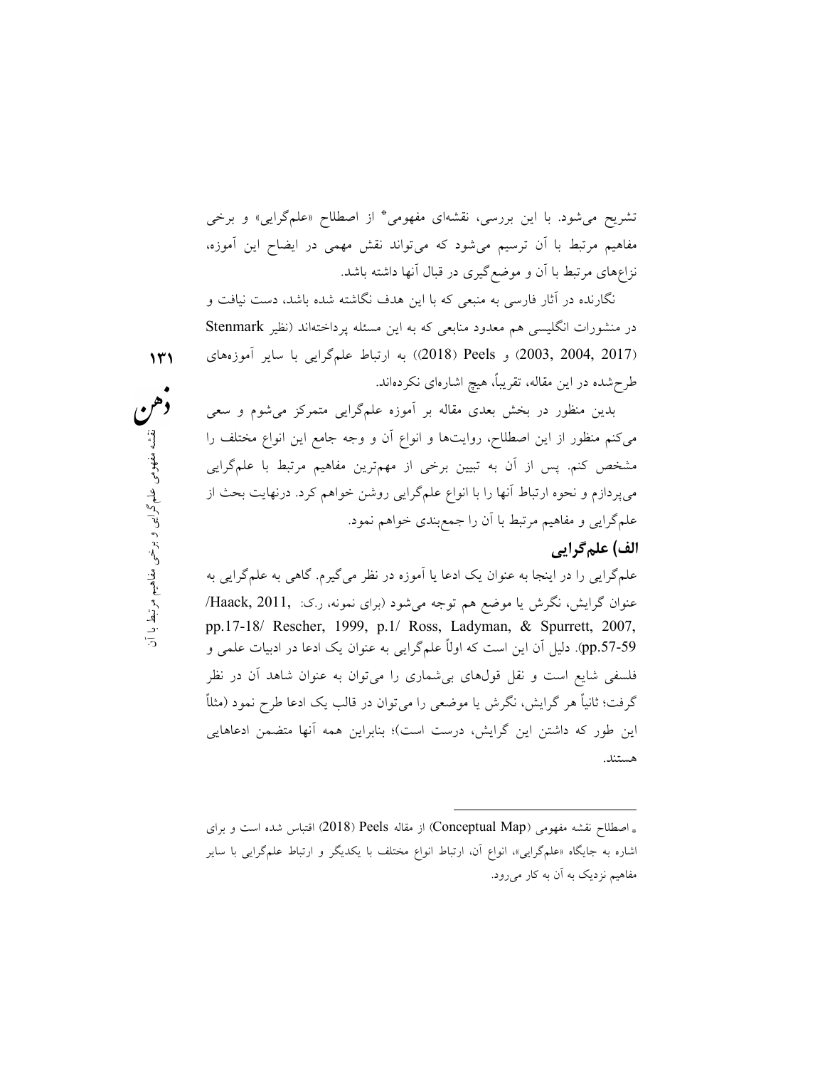تشریح می‌شود. با این بررسی، نقشه‌ای مفهومی* از اصطلاح «علم‌گرایی» و برخی مفاهیم مرتبط با آن ترسیم می‌شود که می‌تواند نقش مهمی در ایضاح این آموزه، نزاع‌های مرتبط با آن و موضع‌گیری در قبال آنها داشته باشد.

نگارنده در آثار فارسی به منبعی که با این هدف نگاشته شده باشد، دست نیافت و در منشورات انگلیسی هم معدود منابعی که به این مسئله پرداخته‌اند (نظیر Stenmark (2003, 2004, 2017) و Peels (2018)) به ارتباط علم‌گرایی با سایر آموزه‌های طرح‌شده در این مقاله، تقریباً، هیچ اشاره‌ای نکرده‌اند.

بدین منظور در بخش بعدی مقاله بر آموزه علم‌گرایی متمرکز می‌شوم و سعی می‌کنم منظور از این اصطلاح، روایت‌ها و انواع آن و وجه جامع این انواع مختلف را مشخص کنم. پس از آن به تبیین برخی از مهم‌ترین مفاهیم مرتبط با علم‌گرایی می‌پردازم و نحوه ارتباط آنها را با انواع علم‌گرایی روشن خواهم کرد. درنهایت بحث از علم‌گرایی و مفاهیم مرتبط با آن را جمع‌بندی خواهم نمود.

## الف) علم‌گرایی

علم‌گرایی را در اینجا به عنوان یک ادعا یا آموزه در نظر می‌گیرم. گاهی به علم‌گرایی به عنوان گرایش، نگرش یا موضع هم توجه می‌شود (برای نمونه، ر.ک: /Haack, 2011, pp.17-18/ Rescher, 1999, p.1/ Ross, Ladyman, & Spurrett, 2007, pp.57-59). دلیل آن این است که اولاً علم‌گرایی به عنوان یک ادعا در ادبیات علمی و فلسفی شایع است و نقل قول‌های بی‌شماری را می‌توان به عنوان شاهد آن در نظر گرفت؛ ثانیاً هر گرایش، نگرش یا موضعی را می‌توان در قالب یک ادعا طرح نمود (مثلاً این طور که داشتن این گرایش، درست است)؛ بنابراین همه آنها متضمن ادعاهایی هستند.

---

* اصطلاح نقشه مفهومی (Conceptual Map) از مقاله Peels (2018) اقتباس شده است و برای اشاره به جایگاه «علم‌گرایی»، انواع آن، ارتباط انواع مختلف با یکدیگر و ارتباط علم‌گرایی با سایر مفاهیم نزدیک به آن به کار می‌رود.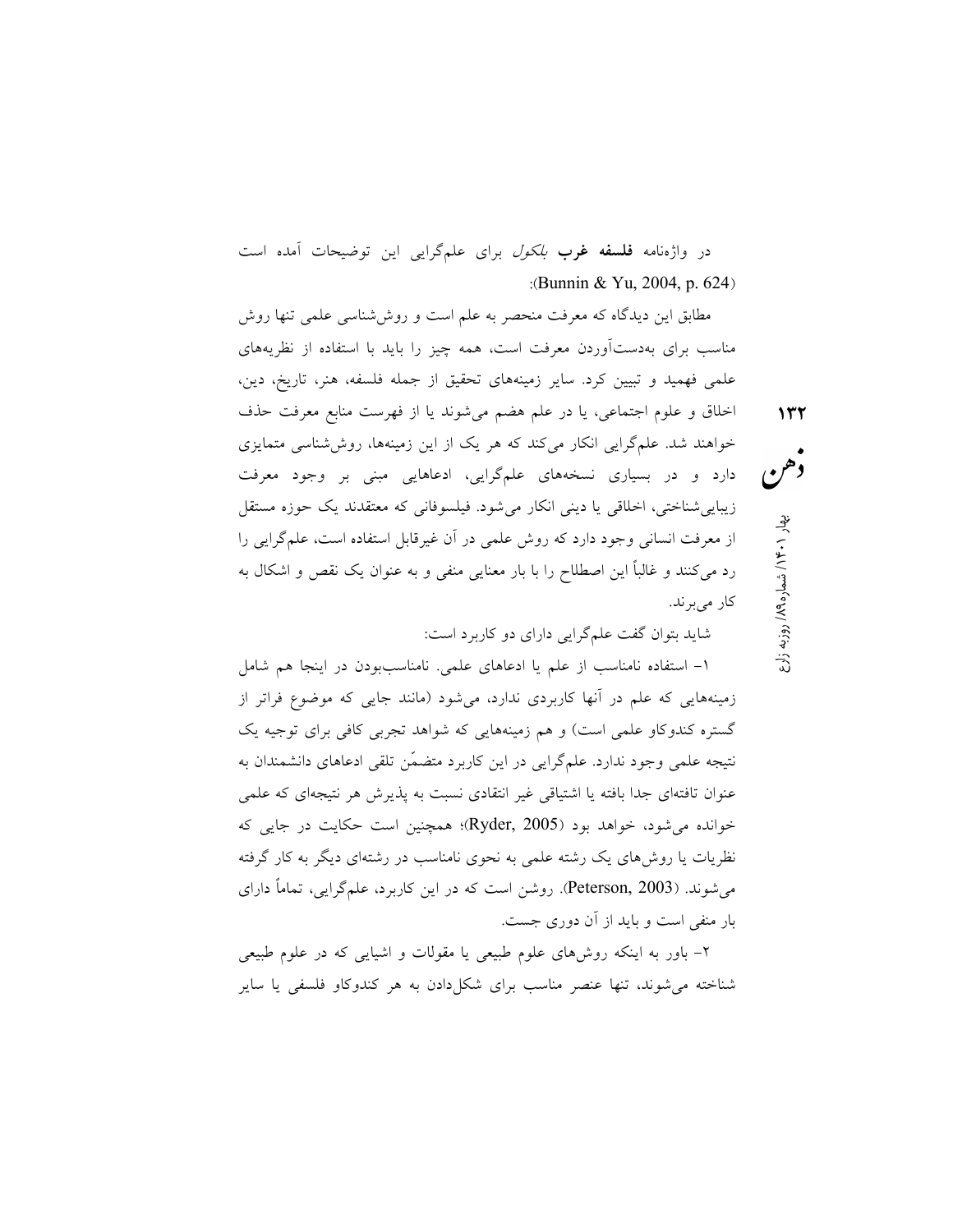در واژه‌نامه **فلسفه غرب** *بلکول* برای علم‌گرایی این توضیحات آمده است (Bunnin & Yu, 2004, p. 624):

مطابق این دیدگاه که معرفت منحصر به علم است و روش‌شناسی علمی تنها روش مناسب برای به‌دست‌آوردن معرفت است، همه چیز را باید با استفاده از نظریه‌های علمی فهمید و تبیین کرد. سایر زمینه‌های تحقیق از جمله فلسفه، هنر، تاریخ، دین، اخلاق و علوم اجتماعی، یا در علم هضم می‌شوند یا از فهرست منابع معرفت حذف خواهند شد. علم‌گرایی انکار می‌کند که هر یک از این زمینه‌ها، روش‌شناسی متمایزی دارد و در بسیاری نسخه‌های علم‌گرایی، ادعاهایی مبنی بر وجود معرفت زیبایی‌شناختی، اخلاقی یا دینی انکار می‌شود. فیلسوفانی که معتقدند یک حوزه مستقل از معرفت انسانی وجود دارد که روش علمی در آن غیرقابل استفاده است، علم‌گرایی را رد می‌کنند و غالباً این اصطلاح را با بار معنایی منفی و به عنوان یک نقص و اشکال به کار می‌برند.

شاید بتوان گفت علم‌گرایی دارای دو کاربرد است:

۱- استفاده نامناسب از علم یا ادعاهای علمی. نامناسب‌بودن در اینجا هم شامل زمینه‌هایی که علم در آنها کاربردی ندارد، می‌شود (مانند جایی که موضوع فراتر از گستره کندوکاو علمی است) و هم زمینه‌هایی که شواهد تجربی کافی برای توجیه یک نتیجه علمی وجود ندارد. علم‌گرایی در این کاربرد متضمّن تلقی ادعاهای دانشمندان به عنوان تافته‌ای جدا بافته یا اشتیاقی غیر انتقادی نسبت به پذیرش هر نتیجه‌ای که علمی خوانده می‌شود، خواهد بود (Ryder, 2005)؛ همچنین است حکایت در جایی که نظریات یا روش‌های یک رشته علمی به نحوی نامناسب در رشته‌ای دیگر به کار گرفته می‌شوند. (Peterson, 2003). روشن است که در این کاربرد، علم‌گرایی، تماماً دارای بار منفی است و باید از آن دوری جست.

۲- باور به اینکه روش‌های علوم طبیعی یا مقولات و اشیایی که در علوم طبیعی شناخته می‌شوند، تنها عنصر مناسب برای شکل‌دادن به هر کندوکاو فلسفی یا سایر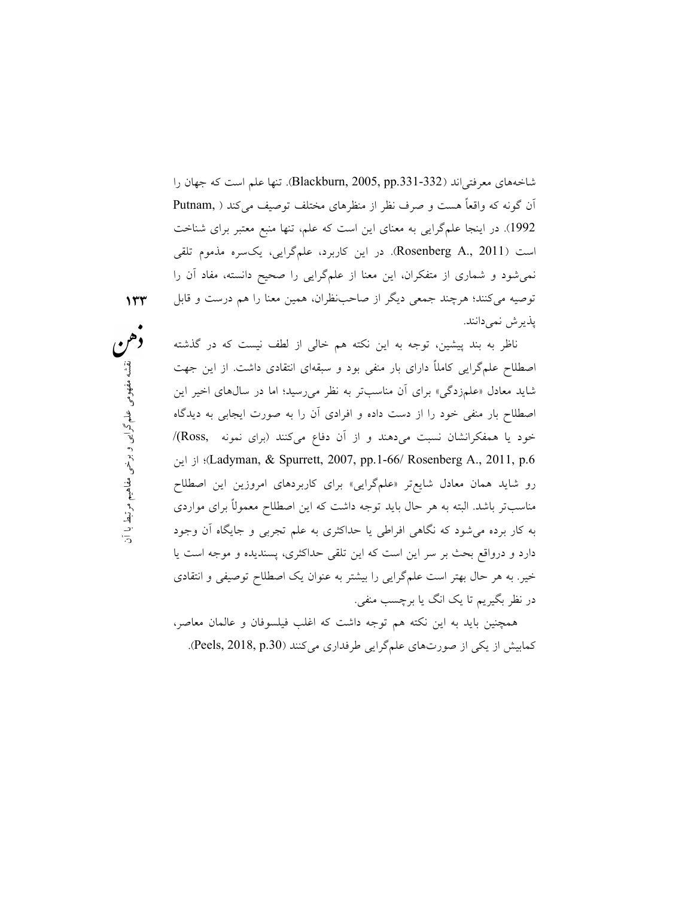شاخه‌های معرفتی‌اند (Blackburn, 2005, pp.331-332). تنها علم است که جهان را آن گونه که واقعاً هست و صرف نظر از منظرهای مختلف توصیف می‌کند (Putnam, 1992). در اینجا علم‌گرایی به معنای این است که علم، تنها منبع معتبر برای شناخت است (Rosenberg A., 2011). در این کاربرد، علم‌گرایی، یکسره مذموم تلقی نمی‌شود و شماری از متفکران، این معنا از علم‌گرایی را صحیح دانسته، مفاد آن را توصیه می‌کنند؛ هرچند جمعی دیگر از صاحب‌نظران، همین معنا را هم درست و قابل پذیرش نمی‌دانند.

ناظر به بند پیشین، توجه به این نکته هم خالی از لطف نیست که در گذشته اصطلاح علم‌گرایی کاملاً دارای بار منفی بود و سبقه‌ای انتقادی داشت. از این جهت شاید معادل «علم‌زدگی» برای آن مناسب‌تر به نظر می‌رسید؛ اما در سال‌های اخیر این اصطلاح بار منفی خود را از دست داده و افرادی آن را به صورت ایجابی به دیدگاه خود یا همفکرانشان نسبت می‌دهند و از آن دفاع می‌کنند (برای نمونه Ross,/ Ladyman, & Spurrett, 2007, pp.1-66/ Rosenberg A., 2011, p.6)؛ از این رو شاید همان معادل شایع‌تر «علم‌گرایی» برای کاربردهای امروزین این اصطلاح مناسب‌تر باشد. البته به هر حال باید توجه داشت که این اصطلاح معمولاً برای مواردی به کار برده می‌شود که نگاهی افراطی یا حداکثری به علم تجربی و جایگاه آن وجود دارد و درواقع بحث بر سر این است که این تلقی حداکثری، پسندیده و موجه است یا خیر. به هر حال بهتر است علم‌گرایی را بیشتر به عنوان یک اصطلاح توصیفی و انتقادی در نظر بگیریم تا یک انگ یا برچسب منفی.

همچنین باید به این نکته هم توجه داشت که اغلب فیلسوفان و عالمان معاصر، کمابیش از یکی از صورت‌های علم‌گرایی طرفداری می‌کنند (Peels, 2018, p.30).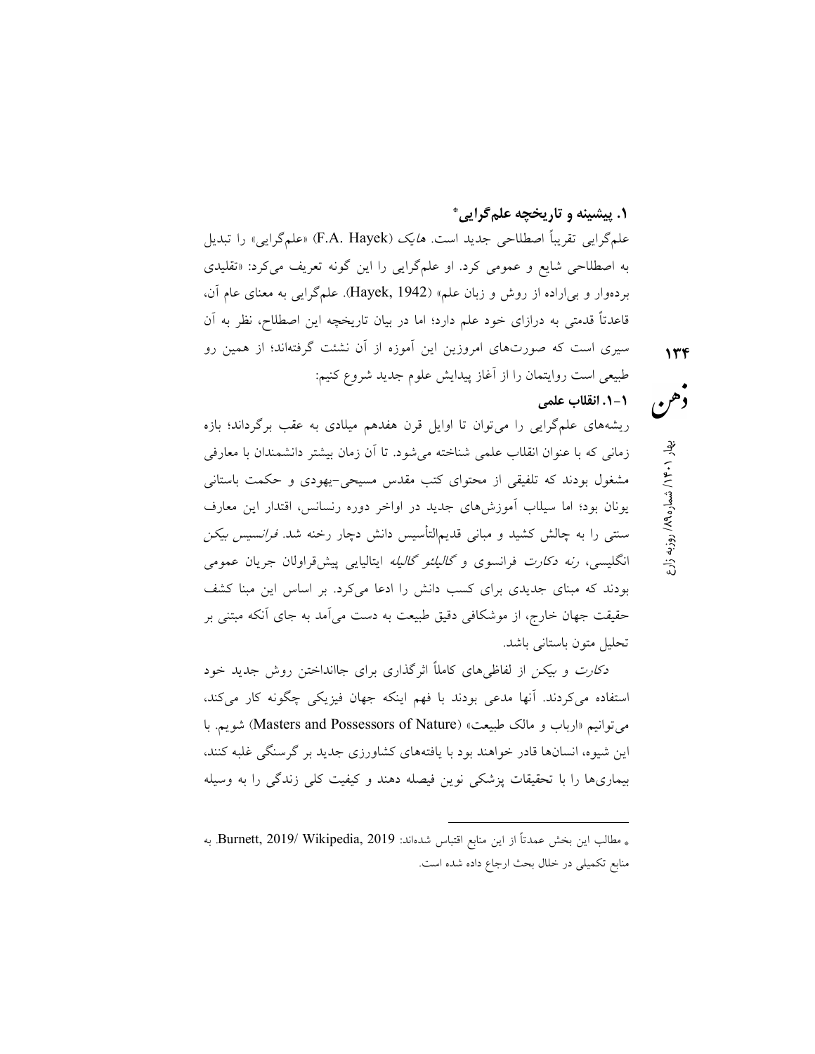## ۱. پیشینه و تاریخچه علم‌گرایی*

علم‌گرایی تقریباً اصطلاحی جدید است. *هایک* (F.A. Hayek) «علم‌گرایی» را تبدیل به اصطلاحی شایع و عمومی کرد. او علم‌گرایی را این گونه تعریف می‌کرد: «تقلیدی برده‌وار و بی‌اراده از روش و زبان علم» (Hayek, 1942). علم‌گرایی به معنای عام آن، قاعدتاً قدمتی به درازای خود علم دارد؛ اما در بیان تاریخچه این اصطلاح، نظر به آن سیری است که صورت‌های امروزین این آموزه از آن نشئت گرفته‌اند؛ از همین رو طبیعی است روایتمان را از آغاز پیدایش علوم جدید شروع کنیم:

### ۱-۱. انقلاب علمی

ریشه‌های علم‌گرایی را می‌توان تا اوایل قرن هفدهم میلادی به عقب برگرداند؛ بازه زمانی که با عنوان انقلاب علمی شناخته می‌شود. تا آن زمان بیشتر دانشمندان با معارفی مشغول بودند که تلفیقی از محتوای کتب مقدس مسیحی-یهودی و حکمت باستانی یونان بود؛ اما سیلاب آموزش‌های جدید در اواخر دوره رنسانس، اقتدار این معارف سنتی را به چالش کشید و مبانی قدیم‌التأسیس دانش دچار رخنه شد. *فرانسیس بیکن* انگلیسی، *رنه دکارت* فرانسوی و *گالیلئو گالیله* ایتالیایی پیش‌قراولان جریان عمومی بودند که مبنای جدیدی برای کسب دانش را ادعا می‌کرد. بر اساس این مبنا کشف حقیقت جهان خارج، از موشکافی دقیق طبیعت به دست می‌آمد به جای آنکه مبتنی بر تحلیل متون باستانی باشد.

*دکارت* و *بیکن* از لفاظی‌های کاملاً اثرگذاری برای جاانداختن روش جدید خود استفاده می‌کردند. آنها مدعی بودند با فهم اینکه جهان فیزیکی چگونه کار می‌کند، می‌توانیم «ارباب و مالک طبیعت» (Masters and Possessors of Nature) شویم. با این شیوه، انسان‌ها قادر خواهند بود با یافته‌های کشاورزی جدید بر گرسنگی غلبه کنند، بیماری‌ها را با تحقیقات پزشکی نوین فیصله دهند و کیفیت کلی زندگی را به وسیله

---

* مطالب این بخش عمدتاً از این منابع اقتباس شده‌اند: Burnett, 2019/ Wikipedia, 2019. به منابع تکمیلی در خلال بحث ارجاع داده شده است.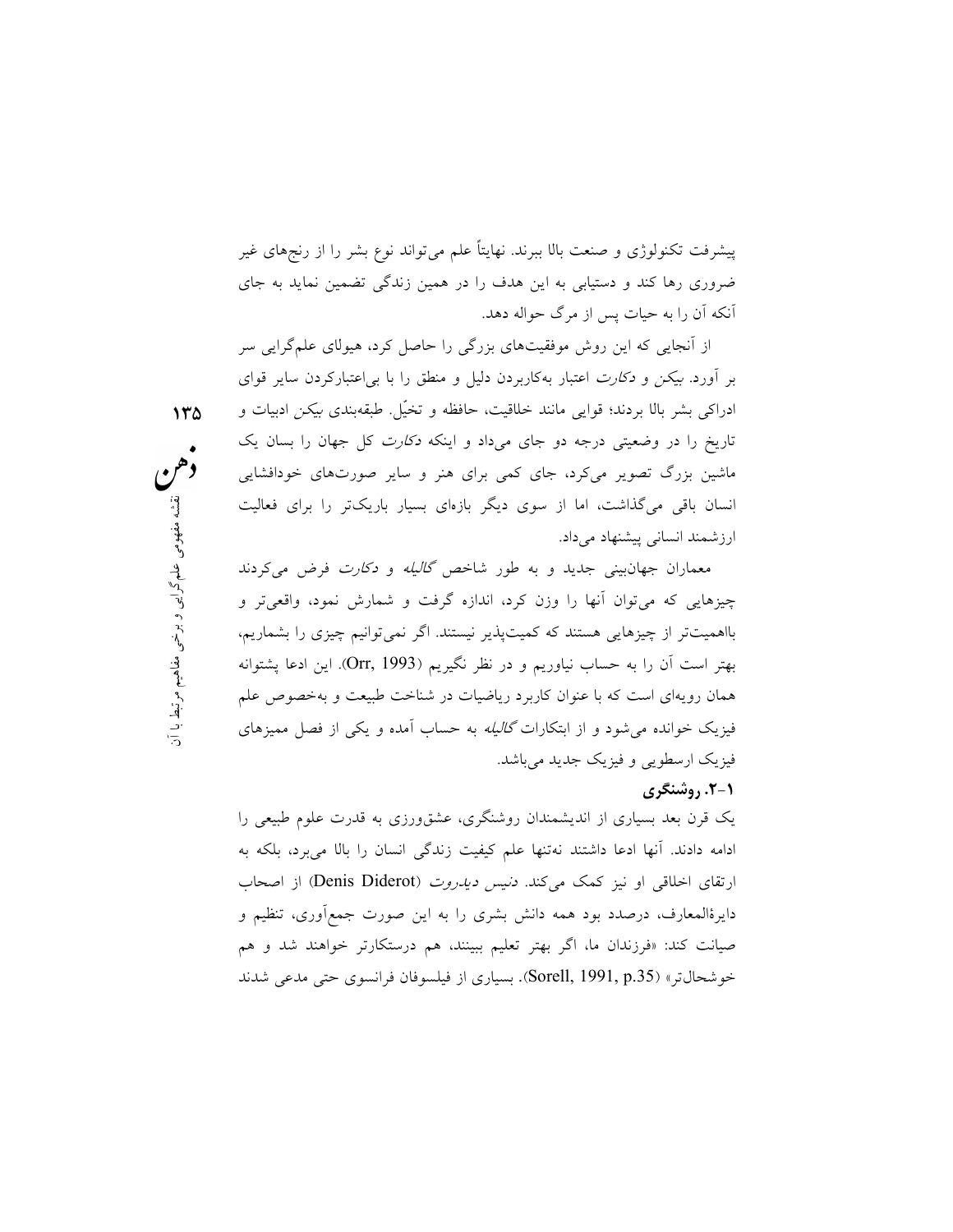پیشرفت تکنولوژی و صنعت بالا ببرند. نهایتاً علم می‌تواند نوع بشر را از رنج‌های غیر ضروری رها کند و دستیابی به این هدف را در همین زندگی تضمین نماید به جای آنکه آن را به حیات پس از مرگ حواله دهد.

از آنجایی که این روش موفقیت‌های بزرگی را حاصل کرد، هیولای علم‌گرایی سر بر آورد. *بیکن* و *دکارت* اعتبار به‌کاربردن دلیل و منطق را با بی‌اعتبارکردن سایر قوای ادراکی بشر بالا بردند؛ قوایی مانند خلاقیت، حافظه و تخیّل. طبقه‌بندی *بیکن* ادبیات و تاریخ را در وضعیتی درجه دو جای می‌داد و اینکه *دکارت* کل جهان را بسان یک ماشین بزرگ تصویر می‌کرد، جای کمی برای هنر و سایر صورت‌های خودافشایی انسان باقی می‌گذاشت، اما از سوی دیگر بازه‌ای بسیار باریک‌تر را برای فعالیت ارزشمند انسانی پیشنهاد می‌داد.

معماران جهان‌بینی جدید و به طور شاخص *گالیله* و *دکارت* فرض می‌کردند چیزهایی که می‌توان آنها را وزن کرد، اندازه گرفت و شمارش نمود، واقعی‌تر و بااهمیت‌تر از چیزهایی هستند که کمیت‌پذیر نیستند. اگر نمی‌توانیم چیزی را بشماریم، بهتر است آن را به حساب نیاوریم و در نظر نگیریم (Orr, 1993). این ادعا پشتوانه همان رویه‌ای است که با عنوان کاربرد ریاضیات در شناخت طبیعت و به‌خصوص علم فیزیک خوانده می‌شود و از ابتکارات *گالیله* به حساب آمده و یکی از فصل ممیزهای فیزیک ارسطویی و فیزیک جدید می‌باشد.

### ۱-۲. روشنگری

یک قرن بعد بسیاری از اندیشمندان روشنگری، عشق‌ورزی به قدرت علوم طبیعی را ادامه دادند. آنها ادعا داشتند نه‌تنها علم کیفیت زندگی انسان را بالا می‌برد، بلکه به ارتقای اخلاقی او نیز کمک می‌کند. *دنیس دیدروت* (Denis Diderot) از اصحاب دایرةالمعارف، درصدد بود همه دانش بشری را به این صورت جمع‌آوری، تنظیم و صیانت کند: «فرزندان ما، اگر بهتر تعلیم ببینند، هم درستکارتر خواهند شد و هم خوشحال‌تر» (Sorell, 1991, p.35). بسیاری از فیلسوفان فرانسوی حتی مدعی شدند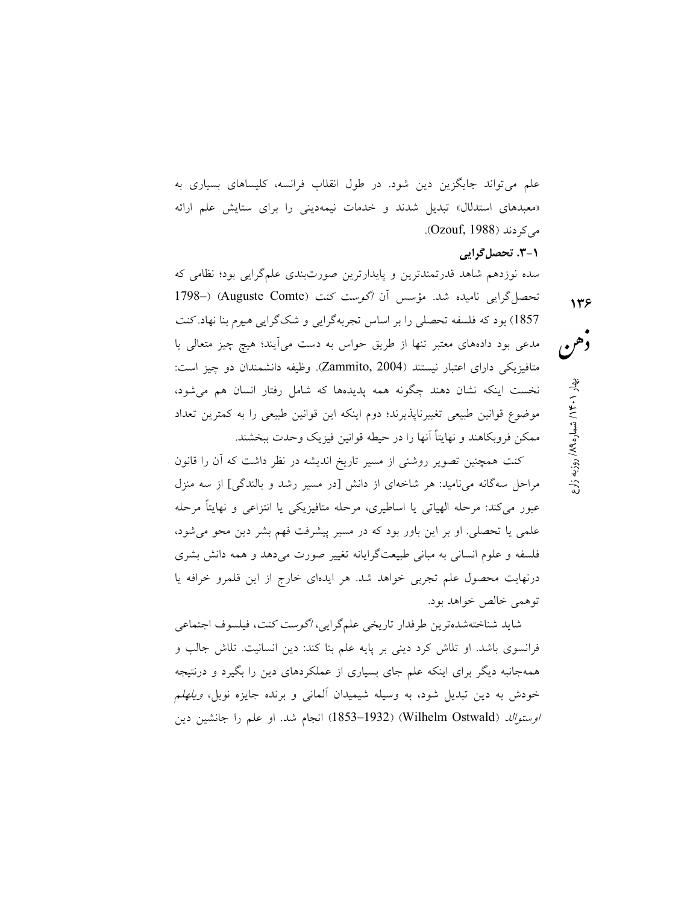علم می‌تواند جایگزین دین شود. در طول انقلاب فرانسه، کلیساهای بسیاری به «معبدهای استدلال» تبدیل شدند و خدمات نیمه‌دینی را برای ستایش علم ارائه می‌کردند (Ozouf, 1988).

### ۱-۳. تحصل‌گرایی

سده نوزدهم شاهد قدرتمندترین و پایدارترین صورت‌بندی علم‌گرایی بود؛ نظامی که تحصل‌گرایی نامیده شد. مؤسس آن *اگوست کنت* (Auguste Comte) (1798–1857) بود که فلسفه تحصلی را بر اساس تجربه‌گرایی و شک‌گرایی هیوم بنا نهاد. کنت مدعی بود داده‌های معتبر تنها از طریق حواس به دست می‌آیند؛ هیچ چیز متعالی یا متافیزیکی دارای اعتبار نیستند (Zammito, 2004). وظیفه دانشمندان دو چیز است: نخست اینکه نشان دهند چگونه همه پدیده‌ها که شامل رفتار انسان هم می‌شود، موضوع قوانین طبیعی تغییرناپذیرند؛ دوم اینکه این قوانین طبیعی را به کمترین تعداد ممکن فروبکاهند و نهایتاً آنها را در حیطه قوانین فیزیک وحدت ببخشند.

کنت همچنین تصویر روشنی از مسیر تاریخ اندیشه در نظر داشت که آن را قانون مراحل سه‌گانه می‌نامید: هر شاخه‌ای از دانش [در مسیر رشد و بالندگی] از سه منزل عبور می‌کند: مرحله الهیاتی یا اساطیری، مرحله متافیزیکی یا انتزاعی و نهایتاً مرحله علمی یا تحصلی. او بر این باور بود که در مسیر پیشرفت فهم بشر دین محو می‌شود، فلسفه و علوم انسانی به مبانی طبیعت‌گرایانه تغییر صورت می‌دهد و همه دانش بشری درنهایت محصول علم تجربی خواهد شد. هر ایده‌ای خارج از این قلمرو خرافه یا توهمی خالص خواهد بود.

شاید شناخته‌شده‌ترین طرفدار تاریخی علم‌گرایی، *اگوست کنت*، فیلسوف اجتماعی فرانسوی باشد. او تلاش کرد دینی بر پایه علم بنا کند: دین انسانیت. تلاش جالب و همه‌جانبه دیگر برای اینکه علم جای بسیاری از عملکردهای دین را بگیرد و درنتیجه خودش به دین تبدیل شود، به وسیله شیمیدان آلمانی و برنده جایزه نوبل، *ویلهلم اوستوالد* (Wilhelm Ostwald) (1853–1932) انجام شد. او علم را جانشین دین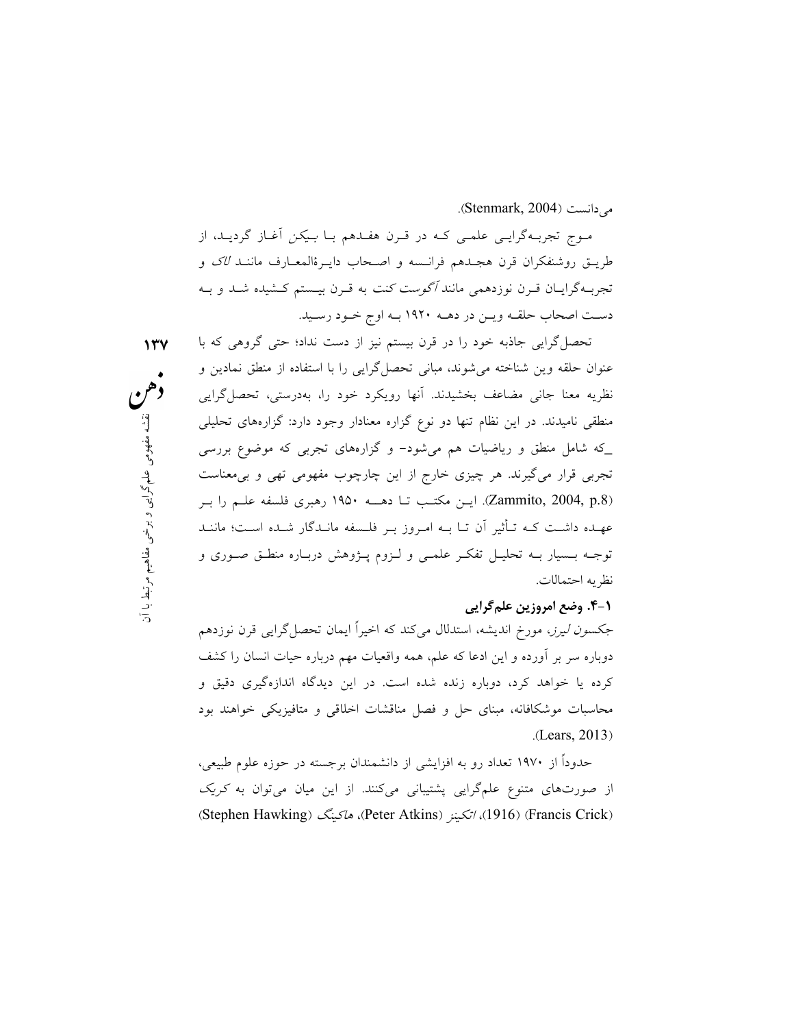می‌دانست (Stenmark, 2004).

موج تجربه‌گرایی علمی که در قرن هفدهم با *بیکن* آغاز گردید، از طریق روشنفکران قرن هجدهم فرانسه و اصحاب دایرۀالمعارف مانند *لاک* و تجربه‌گرایان قرن نوزدهمی مانند *آگوست کنت* به قرن بیستم کشیده شد و به دست اصحاب حلقه وین در دهه ۱۹۲۰ به اوج خود رسید.

تحصل‌گرایی جاذبه خود را در قرن بیستم نیز از دست نداد؛ حتی گروهی که با عنوان حلقه وین شناخته می‌شوند، مبانی تحصل‌گرایی را با استفاده از منطق نمادین و نظریه معنا جانی مضاعف بخشیدند. آنها رویکرد خود را، به‌درستی، تحصل‌گرایی منطقی نامیدند. در این نظام تنها دو نوع گزاره معنادار وجود دارد: گزاره‌های تحلیلی ـ که شامل منطق و ریاضیات هم می‌شود- و گزاره‌های تجربی که موضوع بررسی تجربی قرار می‌گیرند. هر چیزی خارج از این چارچوب مفهومی تهی و بی‌معناست (Zammito, 2004, p.8). این مکتب تا دهه ۱۹۵۰ رهبری فلسفه علم را بر عهده داشت که تأثیر آن تا به امروز بر فلسفه ماندگار شده است؛ مانند توجه بسیار به تحلیل تفکر علمی و لزوم پژوهش درباره منطق صوری و نظریه احتمالات.

### ۱-۴. وضع امروزین علم‌گرایی

جکسون *لیرز*، مورخ اندیشه، استدلال می‌کند که اخیراً ایمان تحصل‌گرایی قرن نوزدهم دوباره سر بر آورده و این ادعا که علم، همه واقعیات مهم درباره حیات انسان را کشف کرده یا خواهد کرد، دوباره زنده شده است. در این دیدگاه اندازه‌گیری دقیق و محاسبات موشکافانه، مبنای حل و فصل مناقشات اخلاقی و متافیزیکی خواهند بود (Lears, 2013).

حدوداً از ۱۹۷۰ تعداد رو به افزایشی از دانشمندان برجسته در حوزه علوم طبیعی، از صورت‌های متنوع علم‌گرایی پشتیبانی می‌کنند. از این میان می‌توان به *کریک* (Francis Crick) (1916)، *اتکینز* (Peter Atkins)، *هاکینگ* (Stephen Hawking)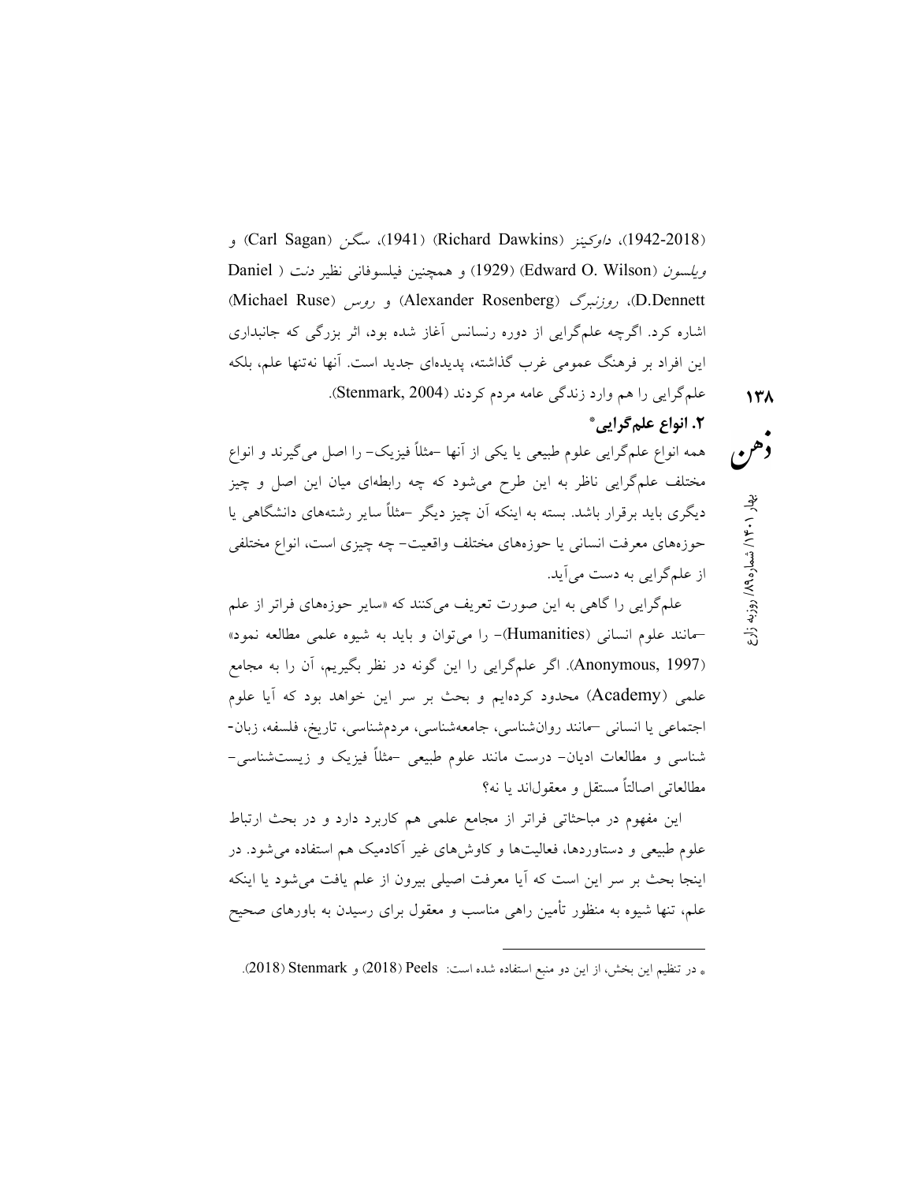(1942-2018)، *داوکینز* (Richard Dawkins) (1941)، *سگن* (Carl Sagan) و *ویلسون* (Edward O. Wilson) (1929) و همچنین فیلسوفانی نظیر *دنت* ( Daniel D.Dennett)، *روزنبرگ* (Alexander Rosenberg) و *روس* (Michael Ruse) اشاره کرد. اگرچه علم‌گرایی از دوره رنسانس آغاز شده بود، اثر بزرگی که جانبداری این افراد بر فرهنگ عمومی غرب گذاشته، پدیده‌ای جدید است. آنها نه‌تنها علم، بلکه علم‌گرایی را هم وارد زندگی عامه مردم کردند (Stenmark, 2004).

## ۲. انواع علم‌گرایی*

همه انواع علم‌گرایی علوم طبیعی یا یکی از آنها -مثلاً فیزیک- را اصل می‌گیرند و انواع مختلف علم‌گرایی ناظر به این طرح می‌شود که چه رابطه‌ای میان این اصل و چیز دیگری باید برقرار باشد. بسته به اینکه آن چیز دیگر -مثلاً سایر رشته‌های دانشگاهی یا حوزه‌های معرفت انسانی یا حوزه‌های مختلف واقعیت- چه چیزی است، انواع مختلفی از علم‌گرایی به دست می‌آید.

علم‌گرایی را گاهی به این صورت تعریف می‌کنند که «سایر حوزه‌های فراتر از علم -مانند علوم انسانی (Humanities)- را می‌توان و باید به شیوه علمی مطالعه نمود» (Anonymous, 1997). اگر علم‌گرایی را این گونه در نظر بگیریم، آن را به مجامع علمی (Academy) محدود کرده‌ایم و بحث بر سر این خواهد بود که آیا علوم اجتماعی یا انسانی -مانند روان‌شناسی، جامعه‌شناسی، مردم‌شناسی، تاریخ، فلسفه، زبان‌شناسی و مطالعات ادیان- درست مانند علوم طبیعی -مثلاً فیزیک و زیست‌شناسی- مطالعاتی اصالتاً مستقل و معقول‌اند یا نه؟

این مفهوم در مباحثاتی فراتر از مجامع علمی هم کاربرد دارد و در بحث ارتباط علوم طبیعی و دستاوردها، فعالیت‌ها و کاوش‌های غیر آکادمیک هم استفاده می‌شود. در اینجا بحث بر سر این است که آیا معرفت اصیلی بیرون از علم یافت می‌شود یا اینکه علم، تنها شیوه به منظور تأمین راهی مناسب و معقول برای رسیدن به باورهای صحیح

---

* در تنظیم این بخش، از این دو منبع استفاده شده است: Peels (2018) و Stenmark (2018).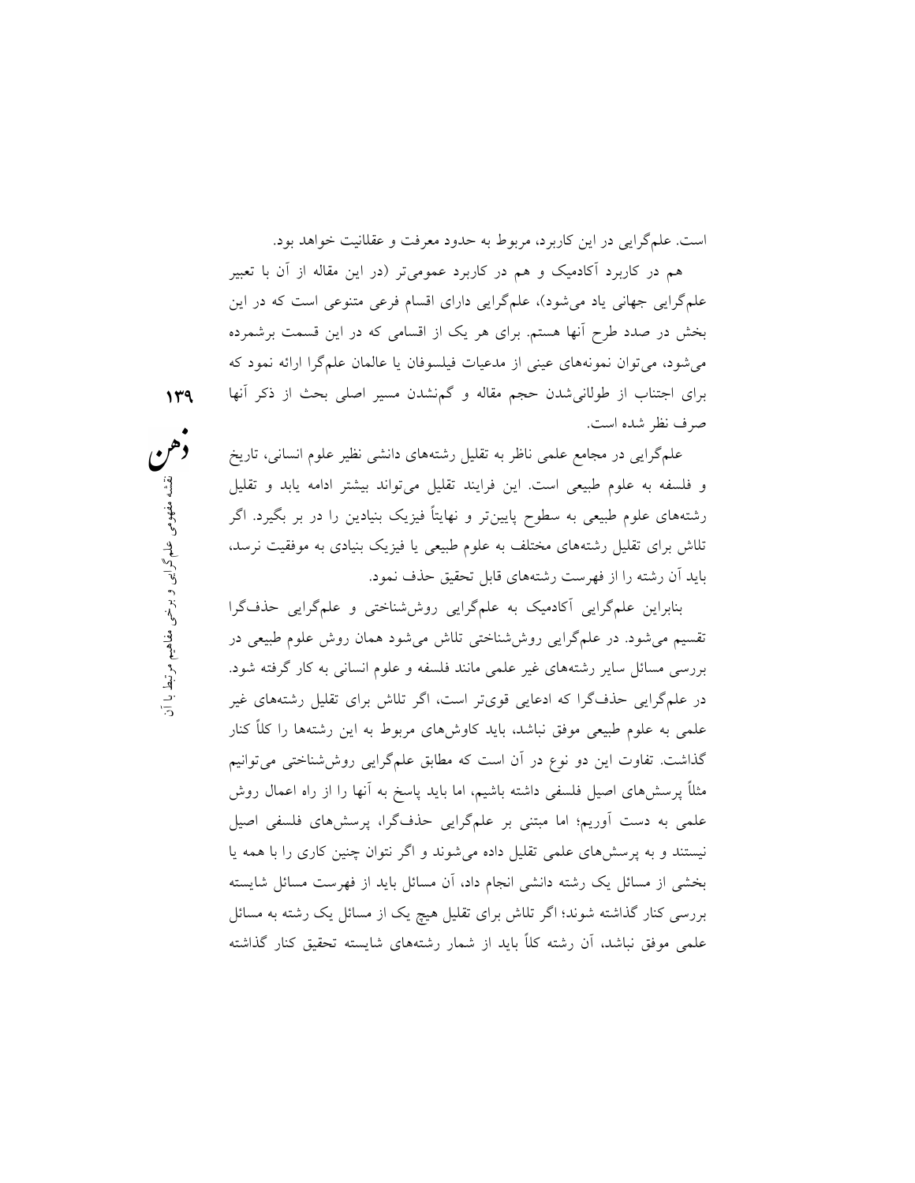است. علم‌گرایی در این کاربرد، مربوط به حدود معرفت و عقلانیت خواهد بود.

هم در کاربرد آکادمیک و هم در کاربرد عمومی‌تر (در این مقاله از آن با تعبیر علم‌گرایی جهانی یاد می‌شود)، علم‌گرایی دارای اقسام فرعی متنوعی است که در این بخش در صدد طرح آنها هستم. برای هر یک از اقسامی که در این قسمت برشمرده می‌شود، می‌توان نمونه‌های عینی از مدعیات فیلسوفان یا عالمان علم‌گرا ارائه نمود که برای اجتناب از طولانی‌شدن حجم مقاله و گم‌نشدن مسیر اصلی بحث از ذکر آنها صرف نظر شده است.

علم‌گرایی در مجامع علمی ناظر به تقلیل رشته‌های دانشی نظیر علوم انسانی، تاریخ و فلسفه به علوم طبیعی است. این فرایند تقلیل می‌تواند بیشتر ادامه یابد و تقلیل رشته‌های علوم طبیعی به سطوح پایین‌تر و نهایتاً فیزیک بنیادین را در بر بگیرد. اگر تلاش برای تقلیل رشته‌های مختلف به علوم طبیعی یا فیزیک بنیادی به موفقیت نرسد، باید آن رشته را از فهرست رشته‌های قابل تحقیق حذف نمود.

بنابراین علم‌گرایی آکادمیک به علم‌گرایی روش‌شناختی و علم‌گرایی حذف‌گرا تقسیم می‌شود. در علم‌گرایی روش‌شناختی تلاش می‌شود همان روش علوم طبیعی در بررسی مسائل سایر رشته‌های غیر علمی مانند فلسفه و علوم انسانی به کار گرفته شود. در علم‌گرایی حذف‌گرا که ادعایی قوی‌تر است، اگر تلاش برای تقلیل رشته‌های غیر علمی به علوم طبیعی موفق نباشد، باید کاوش‌های مربوط به این رشته‌ها را کلاً کنار گذاشت. تفاوت این دو نوع در آن است که مطابق علم‌گرایی روش‌شناختی می‌توانیم مثلاً پرسش‌های اصیل فلسفی داشته باشیم، اما باید پاسخ به آنها را از راه اعمال روش علمی به دست آوریم؛ اما مبتنی بر علم‌گرایی حذف‌گرا، پرسش‌های فلسفی اصیل نیستند و به پرسش‌های علمی تقلیل داده می‌شوند و اگر نتوان چنین کاری را با همه یا بخشی از مسائل یک رشته دانشی انجام داد، آن مسائل باید از فهرست مسائل شایسته بررسی کنار گذاشته شوند؛ اگر تلاش برای تقلیل هیچ یک از مسائل یک رشته به مسائل علمی موفق نباشد، آن رشته کلاً باید از شمار رشته‌های شایسته تحقیق کنار گذاشته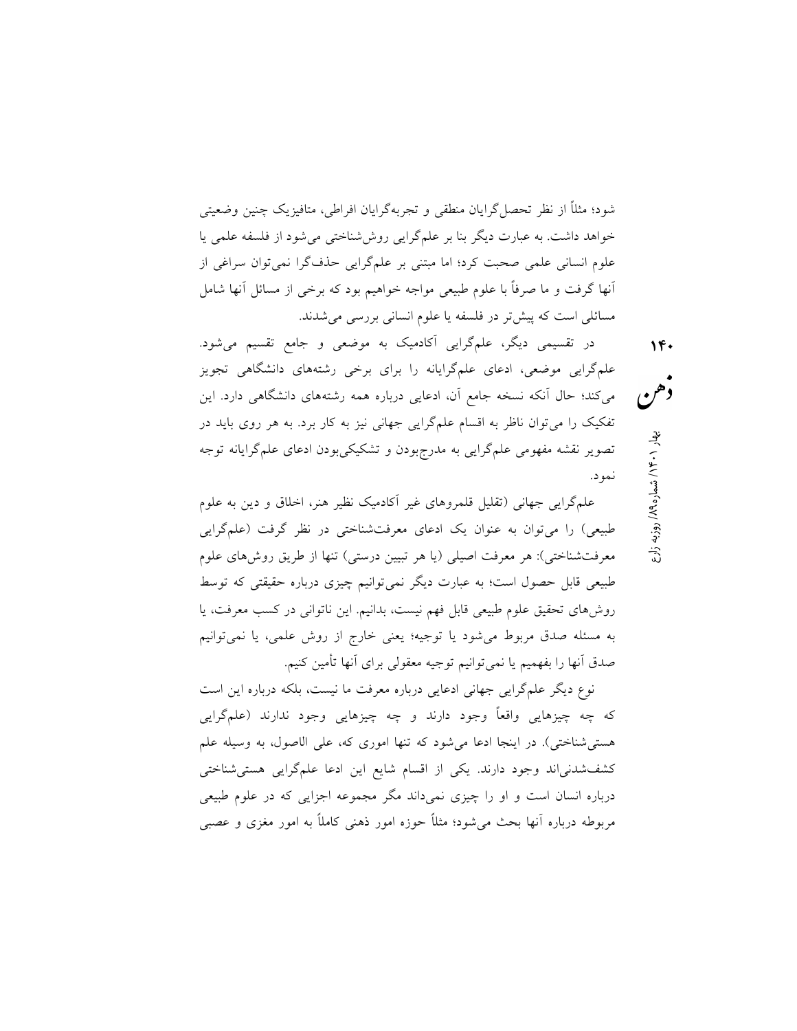شود؛ مثلاً از نظر تحصل‌گرایان منطقی و تجربه‌گرایان افراطی، متافیزیک چنین وضعیتی خواهد داشت. به عبارت دیگر بنا بر علم‌گرایی روش‌شناختی می‌شود از فلسفه علمی یا علوم انسانی علمی صحبت کرد؛ اما مبتنی بر علم‌گرایی حذف‌گرا نمی‌توان سراغی از آنها گرفت و ما صرفاً با علوم طبیعی مواجه خواهیم بود که برخی از مسائل آنها شامل مسائلی است که پیش‌تر در فلسفه یا علوم انسانی بررسی می‌شدند.

در تقسیمی دیگر، علم‌گرایی آکادمیک به موضعی و جامع تقسیم می‌شود. علم‌گرایی موضعی، ادعای علم‌گرایانه را برای برخی رشته‌های دانشگاهی تجویز می‌کند؛ حال آنکه نسخه جامع آن، ادعایی درباره همه رشته‌های دانشگاهی دارد. این تفکیک را می‌توان ناظر به اقسام علم‌گرایی جهانی نیز به کار برد. به هر روی باید در تصویر نقشه مفهومی علم‌گرایی به مدرج‌بودن و تشکیکی‌بودن ادعای علم‌گرایانه توجه نمود.

علم‌گرایی جهانی (تقلیل قلمروهای غیر آکادمیک نظیر هنر، اخلاق و دین به علوم طبیعی) را می‌توان به عنوان یک ادعای معرفت‌شناختی در نظر گرفت (علم‌گرایی معرفت‌شناختی): هر معرفت اصیلی (یا هر تبیین درستی) تنها از طریق روش‌های علوم طبیعی قابل حصول است؛ به عبارت دیگر نمی‌توانیم چیزی درباره حقیقتی که توسط روش‌های تحقیق علوم طبیعی قابل فهم نیست، بدانیم. این ناتوانی در کسب معرفت، یا به مسئله صدق مربوط می‌شود یا توجیه؛ یعنی خارج از روش علمی، یا نمی‌توانیم صدق آنها را بفهمیم یا نمی‌توانیم توجیه معقولی برای آنها تأمین کنیم.

نوع دیگر علم‌گرایی جهانی ادعایی درباره معرفت ما نیست، بلکه درباره این است که چه چیزهایی واقعاً وجود دارند و چه چیزهایی وجود ندارند (علم‌گرایی هستی‌شناختی). در اینجا ادعا می‌شود که تنها اموری که، علی الاصول، به وسیله علم کشف‌شدنی‌اند وجود دارند. یکی از اقسام شایع این ادعا علم‌گرایی هستی‌شناختی درباره انسان است و او را چیزی نمی‌داند مگر مجموعه اجزایی که در علوم طبیعی مربوطه درباره آنها بحث می‌شود؛ مثلاً حوزه امور ذهنی کاملاً به امور مغزی و عصبی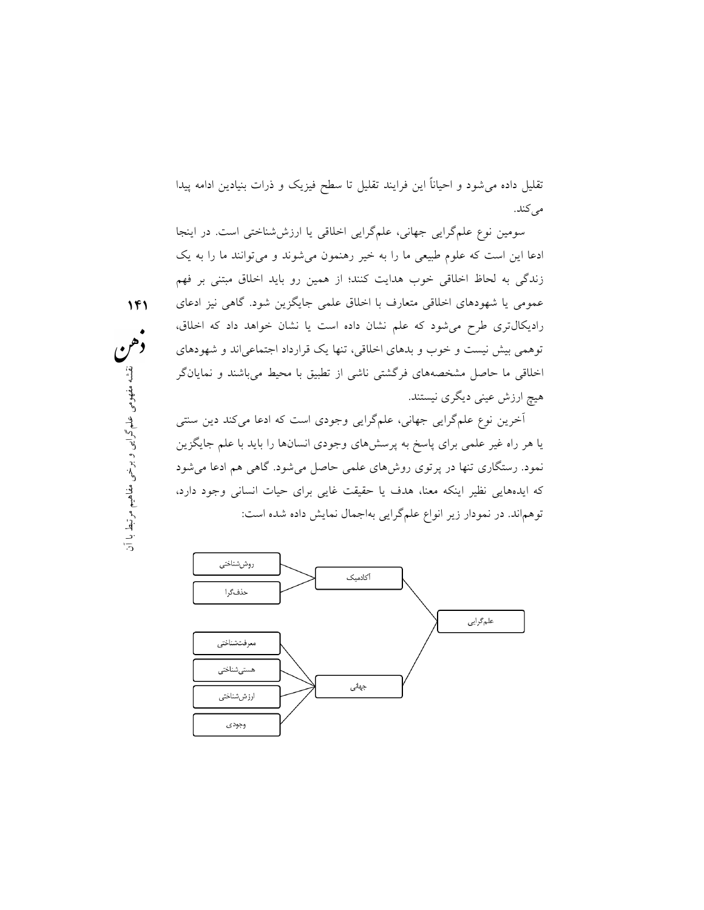تقلیل داده می‌شود و احیاناً این فرایند تقلیل تا سطح فیزیک و ذرات بنیادین ادامه پیدا می‌کند.

سومین نوع علم‌گرایی جهانی، علم‌گرایی اخلاقی یا ارزش‌شناختی است. در اینجا ادعا این است که علوم طبیعی ما را به خیر رهنمون می‌شوند و می‌توانند ما را به یک زندگی به لحاظ اخلاقی خوب هدایت کنند؛ از همین رو باید اخلاق مبتنی بر فهم عمومی یا شهودهای اخلاقی متعارف با اخلاق علمی جایگزین شود. گاهی نیز ادعای رادیکال‌تری طرح می‌شود که علم نشان داده است یا نشان خواهد داد که اخلاق، توهمی بیش نیست و خوب و بدهای اخلاقی، تنها یک قرارداد اجتماعی‌اند و شهودهای اخلاقی ما حاصل مشخصه‌های فرگشتی ناشی از تطبیق با محیط می‌باشند و نمایانگر هیچ ارزش عینی دیگری نیستند.

آخرین نوع علم‌گرایی جهانی، علم‌گرایی وجودی است که ادعا می‌کند دین سنتی یا هر راه غیر علمی برای پاسخ به پرسش‌های وجودی انسان‌ها را باید با علم جایگزین نمود. رستگاری تنها در پرتوی روش‌های علمی حاصل می‌شود. گاهی هم ادعا می‌شود که ایده‌هایی نظیر اینکه معنا، هدف یا حقیقت غایی برای حیات انسانی وجود دارد، توهم‌اند. در نمودار زیر انواع علم‌گرایی به‌اجمال نمایش داده شده است:

- علم‌گرایی
  - آکادمیک
    - روش‌شناختی
    - حذف‌گرا
  - جهانی
    - معرفت‌شناختی
    - هستی‌شناختی
    - ارزش‌شناختی
    - وجودی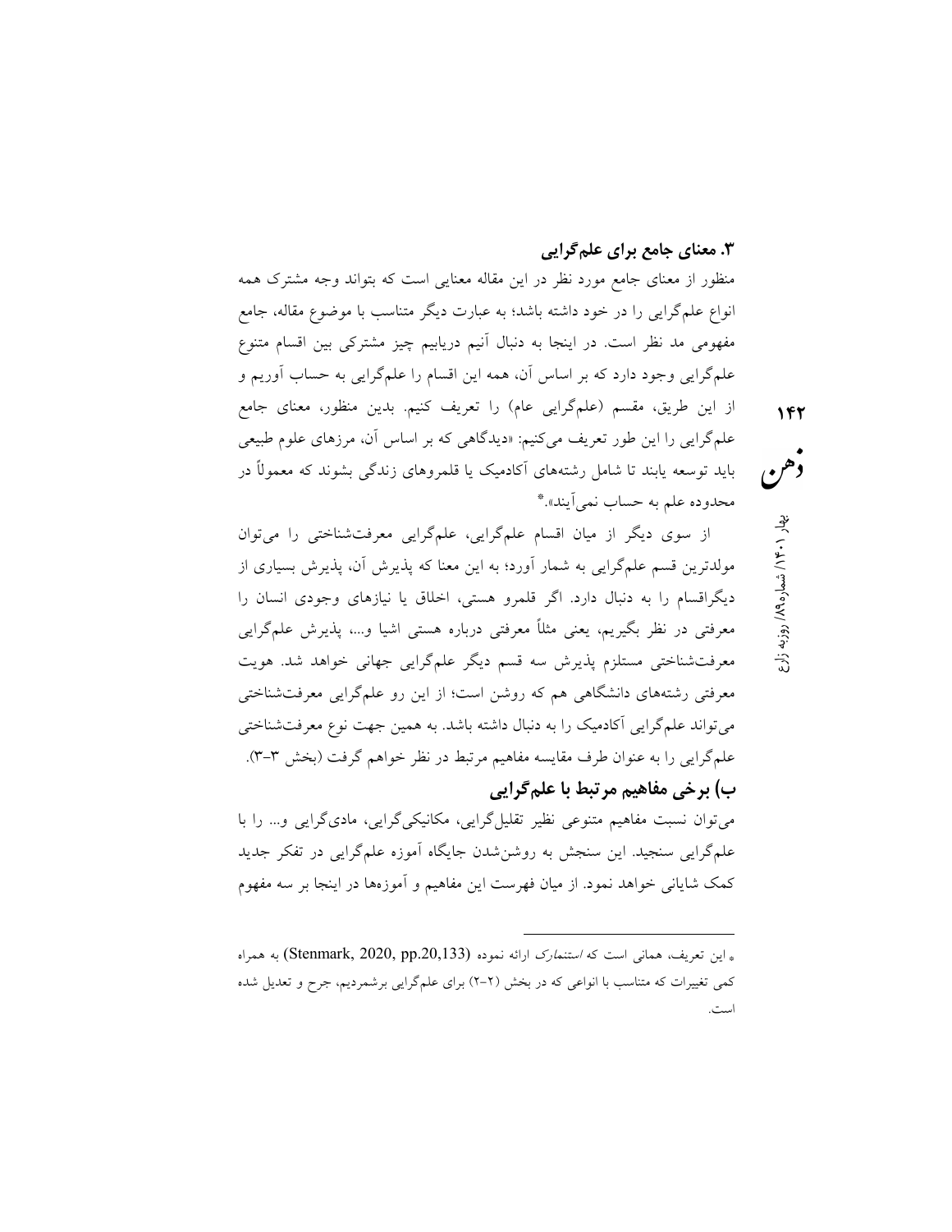### ۳. معنای جامع برای علم‌گرایی

منظور از معنای جامع مورد نظر در این مقاله معنایی است که بتواند وجه مشترک همه انواع علم‌گرایی را در خود داشته باشد؛ به عبارت دیگر متناسب با موضوع مقاله، جامع مفهومی مد نظر است. در اینجا به دنبال آنیم دریابیم چیز مشترکی بین اقسام متنوع علم‌گرایی وجود دارد که بر اساس آن، همه این اقسام را علم‌گرایی به حساب آوریم و از این طریق، مقسم (علم‌گرایی عام) را تعریف کنیم. بدین منظور، معنای جامع علم‌گرایی را این طور تعریف می‌کنیم: «دیدگاهی که بر اساس آن، مرزهای علوم طبیعی باید توسعه یابند تا شامل رشته‌های آکادمیک یا قلمروهای زندگی بشوند که معمولاً در محدوده علم به حساب نمی‌آیند».*

از سوی دیگر از میان اقسام علم‌گرایی، علم‌گرایی معرفت‌شناختی را می‌توان مولدترین قسم علم‌گرایی به شمار آورد؛ به این معنا که پذیرش آن، پذیرش بسیاری از دیگراقسام را به دنبال دارد. اگر قلمرو هستی، اخلاق یا نیازهای وجودی انسان را معرفتی در نظر بگیریم، یعنی مثلاً معرفتی درباره هستی اشیا و...، پذیرش علم‌گرایی معرفت‌شناختی مستلزم پذیرش سه قسم دیگر علم‌گرایی جهانی خواهد شد. هویت معرفتی رشته‌های دانشگاهی هم که روشن است؛ از این رو علم‌گرایی معرفت‌شناختی می‌تواند علم‌گرایی آکادمیک را به دنبال داشته باشد. به همین جهت نوع معرفت‌شناختی علم‌گرایی را به عنوان طرف مقایسه مفاهیم مرتبط در نظر خواهم گرفت (بخش ۳-۳).

## ب) برخی مفاهیم مرتبط با علم‌گرایی

می‌توان نسبت مفاهیم متنوعی نظیر تقلیل‌گرایی، مکانیکی‌گرایی، مادی‌گرایی و... را با علم‌گرایی سنجید. این سنجش به روشن‌شدن جایگاه آموزه علم‌گرایی در تفکر جدید کمک شایانی خواهد نمود. از میان فهرست این مفاهیم و آموزه‌ها در اینجا بر سه مفهوم

---

* این تعریف، همانی است که *استنمارک* ارائه نموده (Stenmark, 2020, pp.20,133) به همراه کمی تغییرات که متناسب با انواعی که در بخش (۲-۲) برای علم‌گرایی برشمردیم، جرح و تعدیل شده است.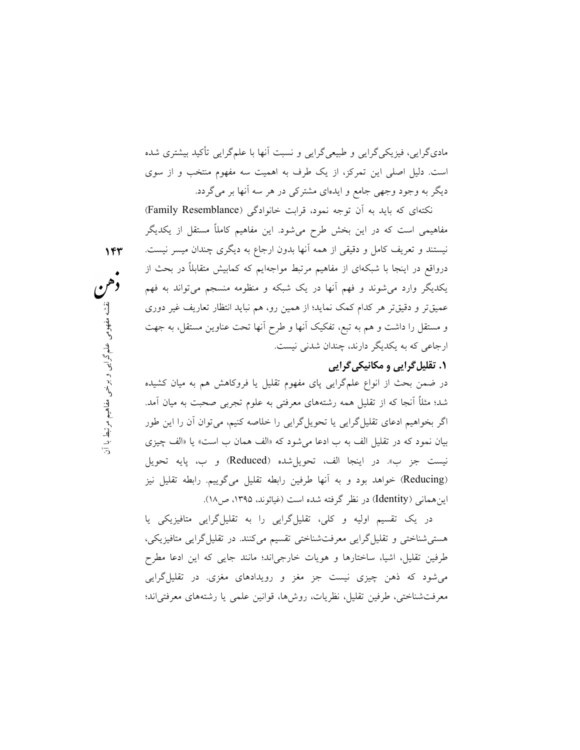مادی‌گرایی، فیزیکی‌گرایی و طبیعی‌گرایی و نسبت آنها با علم‌گرایی تأکید بیشتری شده است. دلیل اصلی این تمرکز، از یک طرف به اهمیت سه مفهوم منتخب و از سوی دیگر به وجود وجهی جامع و ایده‌ای مشترکی در هر سه آنها بر می‌گردد.

نکته‌ای که باید به آن توجه نمود، قرابت خانوادگی (Family Resemblance) مفاهیمی است که در این بخش طرح می‌شود. این مفاهیم کاملاً مستقل از یکدیگر نیستند و تعریف کامل و دقیقی از همه آنها بدون ارجاع به دیگری چندان میسر نیست. درواقع در اینجا با شبکه‌ای از مفاهیم مرتبط مواجه‌ایم که کمابیش متقابلاً در بحث از یکدیگر وارد می‌شوند و فهم آنها در یک شبکه و منظومه منسجم می‌تواند به فهم عمیق‌تر و دقیق‌تر هر کدام کمک نماید؛ از همین رو، هم نباید انتظار تعاریف غیر دوری و مستقل را داشت و هم به تبع، تفکیک آنها و طرح آنها تحت عناوین مستقل، به جهت ارجاعی که به یکدیگر دارند، چندان شدنی نیست.

### ۱. تقلیل‌گرایی و مکانیکی‌گرایی

در ضمن بحث از انواع علم‌گرایی پای مفهوم تقلیل یا فروکاهش هم به میان کشیده شد؛ مثلاً آنجا که از تقلیل همه رشته‌های معرفتی به علوم تجربی صحبت به میان آمد. اگر بخواهیم ادعای تقلیل‌گرایی یا تحویل‌گرایی را خلاصه کنیم، می‌توان آن را این طور بیان نمود که در تقلیل الف به ب ادعا می‌شود که «الف همان ب است» یا «الف چیزی نیست جز ب». در اینجا الف، تحویل‌شده (Reduced) و ب، پایه تحویل (Reducing) خواهد بود و به آنها طرفین رابطه تقلیل می‌گوییم. رابطه تقلیل نیز این‌همانی (Identity) در نظر گرفته شده است (غیاثوند، ۱۳۹۵، ص۱۸).

در یک تقسیم اولیه و کلی، تقلیل‌گرایی را به تقلیل‌گرایی متافیزیکی یا هستی‌شناختی و تقلیل‌گرایی معرفت‌شناختی تقسیم می‌کنند. در تقلیل‌گرایی متافیزیکی، طرفین تقلیل، اشیا، ساختارها و هویات خارجی‌اند؛ مانند جایی که این ادعا مطرح می‌شود که ذهن چیزی نیست جز مغز و رویدادهای مغزی. در تقلیل‌گرایی معرفت‌شناختی، طرفین تقلیل، نظریات، روش‌ها، قوانین علمی یا رشته‌های معرفتی‌اند؛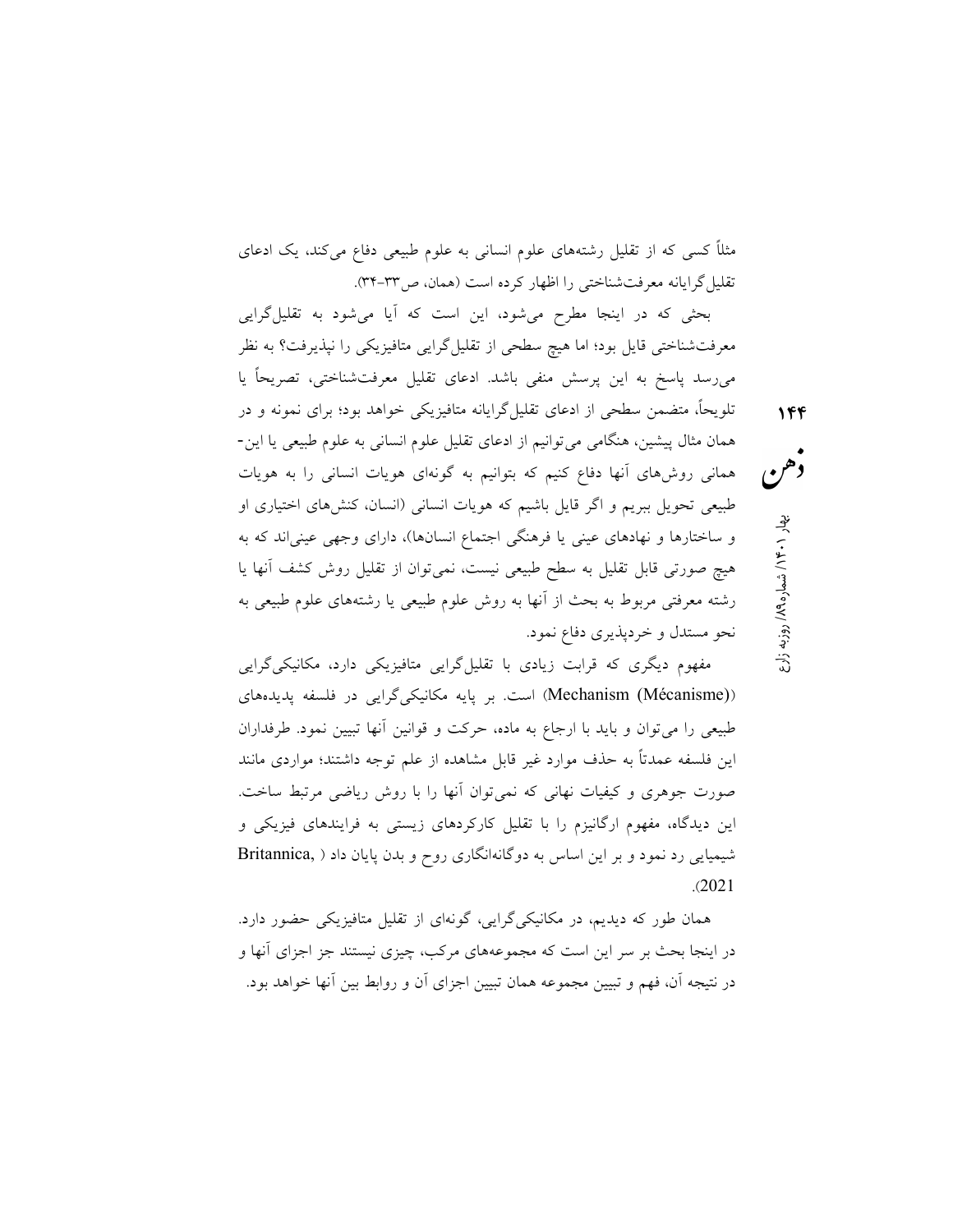مثلاً کسی که از تقلیل رشته‌های علوم انسانی به علوم طبیعی دفاع می‌کند، یک ادعای تقلیل‌گرایانه معرفت‌شناختی را اظهار کرده است (همان، ص۳۳-۳۴).

بحثی که در اینجا مطرح می‌شود، این است که آیا می‌شود به تقلیل‌گرایی معرفت‌شناختی قایل بود؛ اما هیچ سطحی از تقلیل‌گرایی متافیزیکی را نپذیرفت؟ به نظر می‌رسد پاسخ به این پرسش منفی باشد. ادعای تقلیل معرفت‌شناختی، تصریحاً یا تلویحاً، متضمن سطحی از ادعای تقلیل‌گرایانه متافیزیکی خواهد بود؛ برای نمونه و در همان مثال پیشین، هنگامی می‌توانیم از ادعای تقلیل علوم انسانی به علوم طبیعی یا این‌همانی روش‌های آنها دفاع کنیم که بتوانیم به گونه‌ای هویات انسانی را به هویات طبیعی تحویل ببریم و اگر قایل باشیم که هویات انسانی (انسان، کنش‌های اختیاری او و ساختارها و نهادهای عینی یا فرهنگی اجتماع انسان‌ها)، دارای وجهی عینی‌اند که به هیچ صورتی قابل تقلیل به سطح طبیعی نیست، نمی‌توان از تقلیل روش کشف آنها یا رشته معرفتی مربوط به بحث از آنها به روش علوم طبیعی یا رشته‌های علوم طبیعی به نحو مستدل و خردپذیری دفاع نمود.

مفهوم دیگری که قرابت زیادی با تقلیل‌گرایی متافیزیکی دارد، مکانیکی‌گرایی ((Mechanism (Mécanisme)) است. بر پایه مکانیکی‌گرایی در فلسفه پدیده‌های طبیعی را می‌توان و باید با ارجاع به ماده، حرکت و قوانین آنها تبیین نمود. طرفداران این فلسفه عمدتاً به حذف موارد غیر قابل مشاهده از علم توجه داشتند؛ مواردی مانند صورت جوهری و کیفیات نهانی که نمی‌توان آنها را با روش ریاضی مرتبط ساخت. این دیدگاه، مفهوم ارگانیزم را با تقلیل کارکردهای زیستی به فرایندهای فیزیکی و شیمیایی رد نمود و بر این اساس به دوگانه‌انگاری روح و بدن پایان داد (Britannica, 2021).

همان طور که دیدیم، در مکانیکی‌گرایی، گونه‌ای از تقلیل متافیزیکی حضور دارد. در اینجا بحث بر سر این است که مجموعه‌های مرکب، چیزی نیستند جز اجزای آنها و در نتیجه آن، فهم و تبیین مجموعه همان تبیین اجزای آن و روابط بین آنها خواهد بود.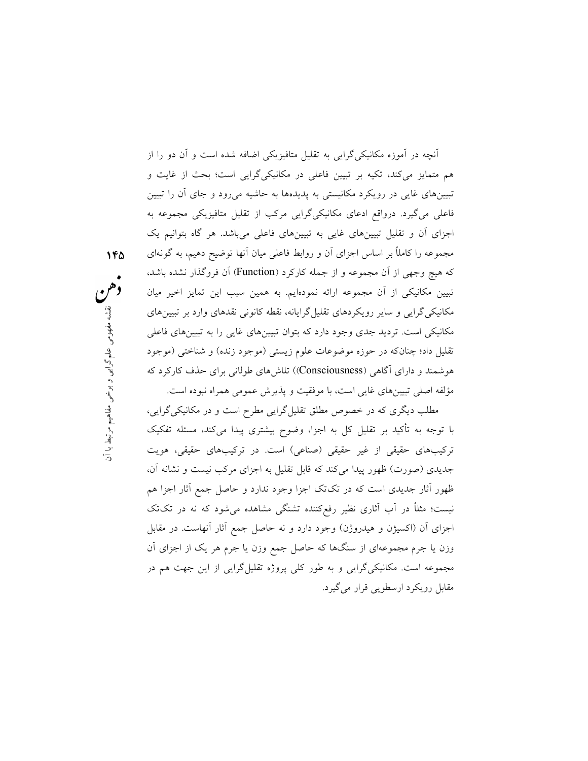آنچه در آموزه مکانیکی‌گرایی به تقلیل متافیزیکی اضافه شده است و آن دو را از هم متمایز می‌کند، تکیه بر تبیین فاعلی در مکانیکی‌گرایی است؛ بحث از غایت و تبیین‌های غایی در رویکرد مکانیستی به پدیده‌ها به حاشیه می‌رود و جای آن را تبیین فاعلی می‌گیرد. درواقع ادعای مکانیکی‌گرایی مرکب از تقلیل متافیزیکی مجموعه به اجزای آن و تقلیل تبیین‌های غایی به تبیین‌های فاعلی می‌باشد. هر گاه بتوانیم یک مجموعه را کاملاً بر اساس اجزای آن و روابط فاعلی میان آنها توضیح دهیم، به گونه‌ای که هیچ وجهی از آن مجموعه و از جمله کارکرد (Function) آن فروگذار نشده باشد، تبیین مکانیکی از آن مجموعه ارائه نموده‌ایم. به همین سبب این تمایز اخیر میان مکانیکی‌گرایی و سایر رویکردهای تقلیل‌گرایانه، نقطه کانونی نقدهای وارد بر تبیین‌های مکانیکی است. تردید جدی وجود دارد که بتوان تبیین‌های غایی را به تبیین‌های فاعلی تقلیل داد؛ چنان‌که در حوزه موضوعات علوم زیستی (موجود زنده) و شناختی (موجود هوشمند و دارای آگاهی (Consciousness)) تلاش‌های طولانی برای حذف کارکرد که مؤلفه اصلی تبیین‌های غایی است، با موفقیت و پذیرش عمومی همراه نبوده است.

مطلب دیگری که در خصوص مطلق تقلیل‌گرایی مطرح است و در مکانیکی‌گرایی، با توجه به تأکید بر تقلیل کل به اجزا، وضوح بیشتری پیدا می‌کند، مسئله تفکیک ترکیب‌های حقیقی از غیر حقیقی (صناعی) است. در ترکیب‌های حقیقی، هویت جدیدی (صورت) ظهور پیدا می‌کند که قابل تقلیل به اجزای مرکب نیست و نشانه آن، ظهور آثار جدیدی است که در تک‌تک اجزا وجود ندارد و حاصل جمع آثار اجزا هم نیست؛ مثلاً در آب آثاری نظیر رفع‌کننده تشنگی مشاهده می‌شود که نه در تک‌تک اجزای آن (اکسیژن و هیدروژن) وجود دارد و نه حاصل جمع آثار آنهاست. در مقابل وزن یا جرم مجموعه‌ای از سنگ‌ها که حاصل جمع وزن یا جرم هر یک از اجزای آن مجموعه است. مکانیکی‌گرایی و به طور کلی پروژه تقلیل‌گرایی از این جهت هم در مقابل رویکرد ارسطویی قرار می‌گیرد.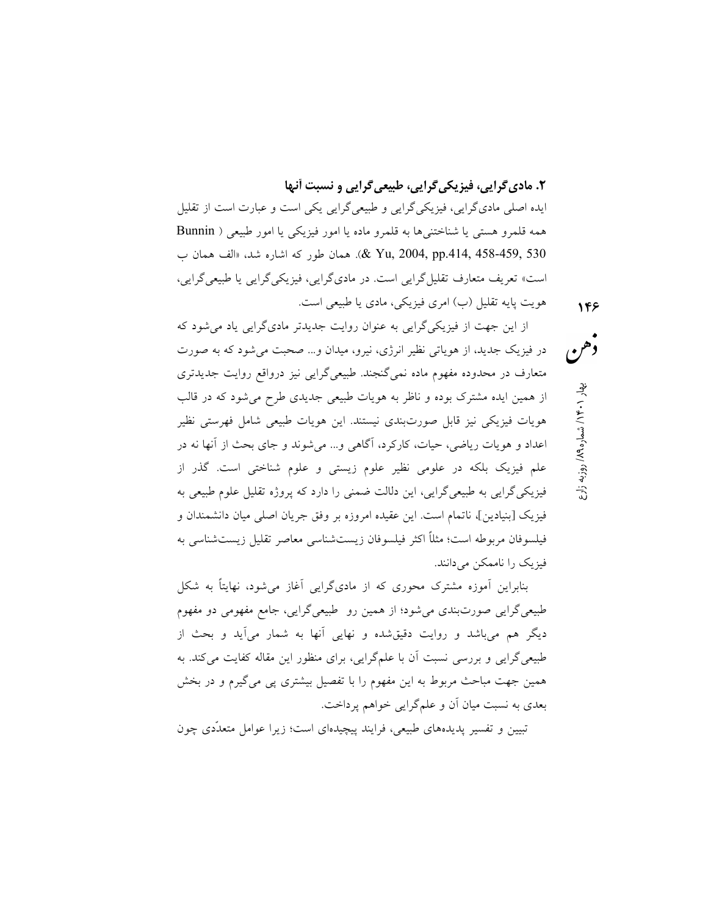## ۲. مادی‌گرایی، فیزیکی‌گرایی، طبیعی‌گرایی و نسبت آنها

ایده اصلی مادی‌گرایی، فیزیکی‌گرایی و طبیعی‌گرایی یکی است و عبارت است از تقلیل همه قلمرو هستی یا شناختنی‌ها به قلمرو ماده یا امور فیزیکی یا امور طبیعی (Bunnin & Yu, 2004, pp.414, 458-459, 530). همان طور که اشاره شد، «الف همان ب است» تعریف متعارف تقلیل‌گرایی است. در مادی‌گرایی، فیزیکی‌گرایی یا طبیعی‌گرایی، هویت پایه تقلیل (ب) امری فیزیکی، مادی یا طبیعی است.

از این جهت از فیزیکی‌گرایی به عنوان روایت جدیدتر مادی‌گرایی یاد می‌شود که در فیزیک جدید، از هویاتی نظیر انرژی، نیرو، میدان و... صحبت می‌شود که به صورت متعارف در محدوده مفهوم ماده نمی‌گنجند. طبیعی‌گرایی نیز درواقع روایت جدیدتری از همین ایده مشترک بوده و ناظر به هویات طبیعی جدیدی طرح می‌شود که در قالب هویات فیزیکی نیز قابل صورت‌بندی نیستند. این هویات طبیعی شامل فهرستی نظیر اعداد و هویات ریاضی، حیات، کارکرد، آگاهی و... می‌شوند و جای بحث از آنها نه در علم فیزیک بلکه در علومی نظیر علوم زیستی و علوم شناختی است. گذر از فیزیکی‌گرایی به طبیعی‌گرایی، این دلالت ضمنی را دارد که پروژه تقلیل علوم طبیعی به فیزیک [بنیادین]، ناتمام است. این عقیده امروزه بر وفق جریان اصلی میان دانشمندان و فیلسوفان مربوطه است؛ مثلاً اکثر فیلسوفان زیست‌شناسی معاصر تقلیل زیست‌شناسی به فیزیک را ناممکن می‌دانند.

بنابراین آموزه مشترک محوری که از مادی‌گرایی آغاز می‌شود، نهایتاً به شکل طبیعی‌گرایی صورت‌بندی می‌شود؛ از همین رو طبیعی‌گرایی، جامع مفهومی دو مفهوم دیگر هم می‌باشد و روایت دقیق‌شده و نهایی آنها به شمار می‌آید و بحث از طبیعی‌گرایی و بررسی نسبت آن با علم‌گرایی، برای منظور این مقاله کفایت می‌کند. به همین جهت مباحث مربوط به این مفهوم را با تفصیل بیشتری پی می‌گیرم و در بخش بعدی به نسبت میان آن و علم‌گرایی خواهم پرداخت.

تبیین و تفسیر پدیده‌های طبیعی، فرایند پیچیده‌ای است؛ زیرا عوامل متعدّدی چون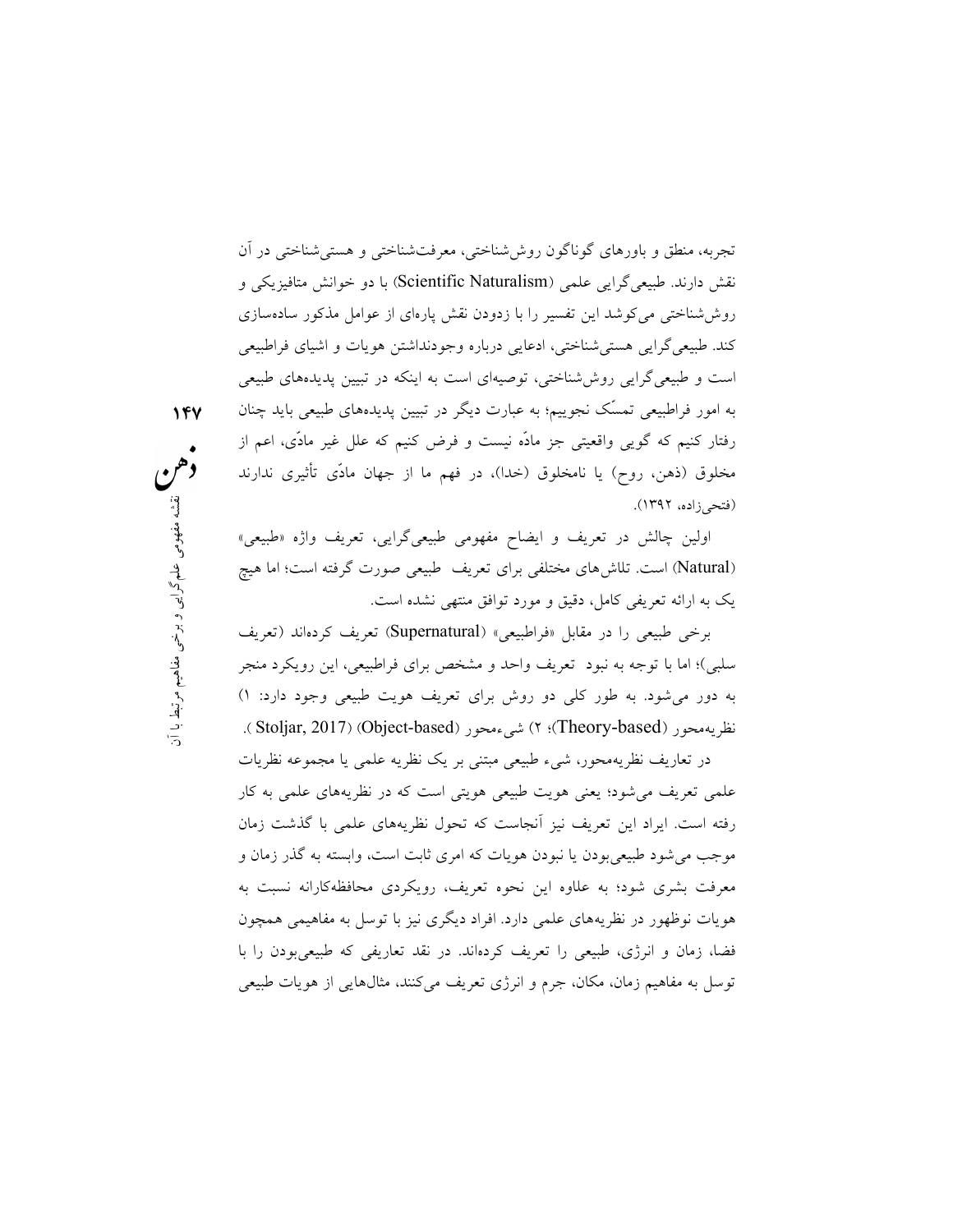تجربه، منطق و باورهای گوناگون روش‌شناختی، معرفت‌شناختی و هستی‌شناختی در آن نقش دارند. طبیعی‌گرایی علمی (Scientific Naturalism) با دو خوانش متافیزیکی و روش‌شناختی می‌کوشد این تفسیر را با زدودن نقش پاره‌ای از عوامل مذکور ساده‌سازی کند. طبیعی‌گرایی هستی‌شناختی، ادعایی درباره وجودنداشتن هویات و اشیای فراطبیعی است و طبیعی‌گرایی روش‌شناختی، توصیه‌ای است به اینکه در تبیین پدیده‌های طبیعی به امور فراطبیعی تمسّک نجوییم؛ به عبارت دیگر در تبیین پدیده‌های طبیعی باید چنان رفتار کنیم که گویی واقعیتی جز مادّه نیست و فرض کنیم که علل غیر مادّی، اعم از مخلوق (ذهن، روح) یا نامخلوق (خدا)، در فهم ما از جهان مادّی تأثیری ندارند (فتحی‌زاده، ۱۳۹۲).

اولین چالش در تعریف و ایضاح مفهومی طبیعی‌گرایی، تعریف واژه «طبیعی» (Natural) است. تلاش‌های مختلفی برای تعریف طبیعی صورت گرفته است؛ اما هیچ یک به ارائه تعریفی کامل، دقیق و مورد توافق منتهی نشده است.

برخی طبیعی را در مقابل «فراطبیعی» (Supernatural) تعریف کرده‌اند (تعریف سلبی)؛ اما با توجه به نبود تعریف واحد و مشخص برای فراطبیعی، این رویکرد منجر به دور می‌شود. به طور کلی دو روش برای تعریف هویت طبیعی وجود دارد: ۱) نظریه‌محور (Theory-based)؛ ۲) شیء‌محور (Object-based) (Stoljar, 2017).

در تعاریف نظریه‌محور، شیء طبیعی مبتنی بر یک نظریه علمی یا مجموعه نظریات علمی تعریف می‌شود؛ یعنی هویت طبیعی هویتی است که در نظریه‌های علمی به کار رفته است. ایراد این تعریف نیز آنجاست که تحول نظریه‌های علمی با گذشت زمان موجب می‌شود طبیعی‌بودن یا نبودن هویات که امری ثابت است، وابسته به گذر زمان و معرفت بشری شود؛ به علاوه این نحوه تعریف، رویکردی محافظه‌کارانه نسبت به هویات نوظهور در نظریه‌های علمی دارد. افراد دیگری نیز با توسل به مفاهیمی همچون فضا، زمان و انرژی، طبیعی را تعریف کرده‌اند. در نقد تعاریفی که طبیعی‌بودن را با توسل به مفاهیم زمان، مکان، جرم و انرژی تعریف می‌کنند، مثال‌هایی از هویات طبیعی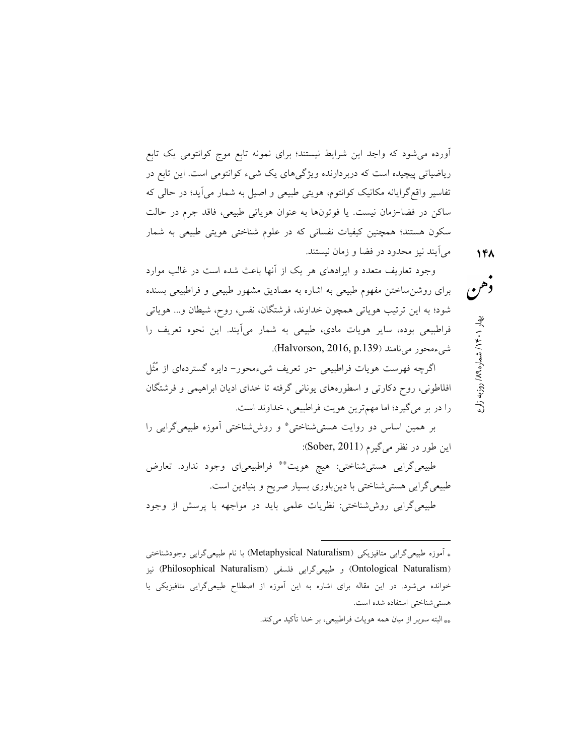آورده می‌شود که واجد این شرایط نیستند؛ برای نمونه تابع موج کوانتومی یک تابع ریاضیاتی پیچیده است که دربردارنده ویژگی‌های یک شیء کوانتومی است. این تابع در تفاسیر واقع‌گرایانه مکانیک کوانتوم، هویتی طبیعی و اصیل به شمار می‌آید؛ در حالی که ساکن در فضا–زمان نیست. یا فوتون‌ها به عنوان هویاتی طبیعی، فاقد جرم در حالت سکون هستند؛ همچنین کیفیات نفسانی که در علوم شناختی هویتی طبیعی به شمار می‌آیند نیز محدود در فضا و زمان نیستند.

وجود تعاریف متعدد و ایرادهای هر یک از آنها باعث شده است در غالب موارد برای روشن‌ساختن مفهوم طبیعی به اشاره به مصادیق مشهور طبیعی و فراطبیعی بسنده شود؛ به این ترتیب هویاتی همچون خداوند، فرشتگان، نفس، روح، شیطان و... هویاتی فراطبیعی بوده، سایر هویات مادی، طبیعی به شمار می‌آیند. این نحوه تعریف را شیءمحور می‌نامند (Halvorson, 2016, p.139).

اگرچه فهرست هویات فراطبیعی -در تعریف شیءمحور- دایره گسترده‌ای از مُثُل افلاطونی، روح دکارتی و اسطوره‌های یونانی گرفته تا خدای ادیان ابراهیمی و فرشتگان را در بر می‌گیرد؛ اما مهم‌ترین هویت فراطبیعی، خداوند است.

بر همین اساس دو روایت هستی‌شناختی* و روش‌شناختی آموزه طبیعی‌گرایی را این طور در نظر می‌گیرم (Sober, 2011):

طبیعی‌گرایی هستی‌شناختی: هیچ هویت** فراطبیعی‌ای وجود ندارد. تعارض طبیعی‌گرایی هستی‌شناختی با دین‌باوری بسیار صریح و بنیادین است.

طبیعی‌گرایی روش‌شناختی: نظریات علمی باید در مواجهه با پرسش از وجود

---

* آموزه طبیعی‌گرایی متافیزیکی (Metaphysical Naturalism) با نام طبیعی‌گرایی وجودشناختی (Ontological Naturalism) و طبیعی‌گرایی فلسفی (Philosophical Naturalism) نیز خوانده می‌شود. در این مقاله برای اشاره به این آموزه از اصطلاح طبیعی‌گرایی متافیزیکی یا هستی‌شناختی استفاده شده است.

** البته سوبر از میان همه هویات فراطبیعی، بر خدا تأکید می‌کند.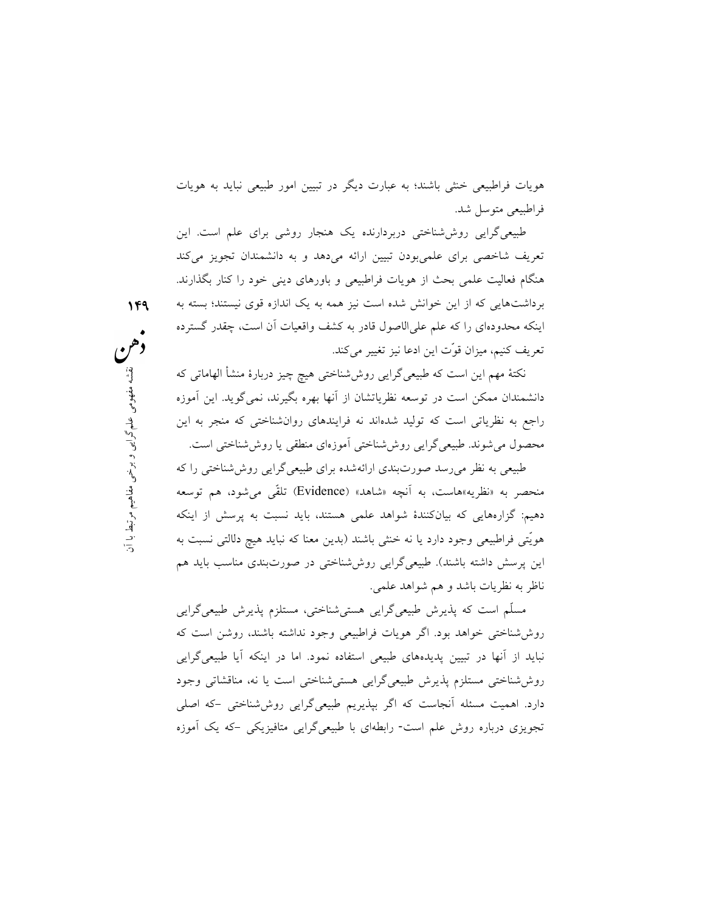هویات فراطبیعی خنثی باشند؛ به عبارت دیگر در تبیین امور طبیعی نباید به هویات فراطبیعی متوسل شد.

طبیعی‌گرایی روش‌شناختی دربردارنده یک هنجار روشی برای علم است. این تعریف شاخصی برای علمی‌بودن تبیین ارائه می‌دهد و به دانشمندان تجویز می‌کند هنگام فعالیت علمی بحث از هویات فراطبیعی و باورهای دینی خود را کنار بگذارند. برداشت‌هایی که از این خوانش شده است نیز همه به یک اندازه قوی نیستند؛ بسته به اینکه محدوده‌ای را که علم علی‌الاصول قادر به کشف واقعیات آن است، چقدر گسترده تعریف کنیم، میزان قوّت این ادعا نیز تغییر می‌کند.

نکتهٔ مهم این است که طبیعی‌گرایی روش‌شناختی هیچ چیز دربارهٔ منشأ الهاماتی که دانشمندان ممکن است در توسعه نظریاتشان از آنها بهره بگیرند، نمی‌گوید. این آموزه راجع به نظریاتی است که تولید شده‌اند نه فرایندهای روان‌شناختی که منجر به این محصول می‌شوند. طبیعی‌گرایی روش‌شناختی آموزه‌ای منطقی یا روش‌شناختی است.

طبیعی به نظر می‌رسد صورت‌بندی ارائه‌شده برای طبیعی‌گرایی روش‌شناختی را که منحصر به «نظریه»هاست، به آنچه «شاهد» (Evidence) تلقّی می‌شود، هم توسعه دهیم: گزاره‌هایی که بیان‌کنندهٔ شواهد علمی هستند، باید نسبت به پرسش از اینکه هویّتی فراطبیعی وجود دارد یا نه خنثی باشند (بدین معنا که نباید هیچ دلالتی نسبت به این پرسش داشته باشند). طبیعی‌گرایی روش‌شناختی در صورت‌بندی مناسب باید هم ناظر به نظریات باشد و هم شواهد علمی.

مسلّم است که پذیرش طبیعی‌گرایی هستی‌شناختی، مستلزم پذیرش طبیعی‌گرایی روش‌شناختی خواهد بود. اگر هویات فراطبیعی وجود نداشته باشند، روشن است که نباید از آنها در تبیین پدیده‌های طبیعی استفاده نمود. اما در اینکه آیا طبیعی‌گرایی روش‌شناختی مستلزم پذیرش طبیعی‌گرایی هستی‌شناختی است یا نه، مناقشاتی وجود دارد. اهمیت مسئله آنجاست که اگر بپذیریم طبیعی‌گرایی روش‌شناختی -که اصلی تجویزی درباره روش علم است- رابطه‌ای با طبیعی‌گرایی متافیزیکی -که یک آموزه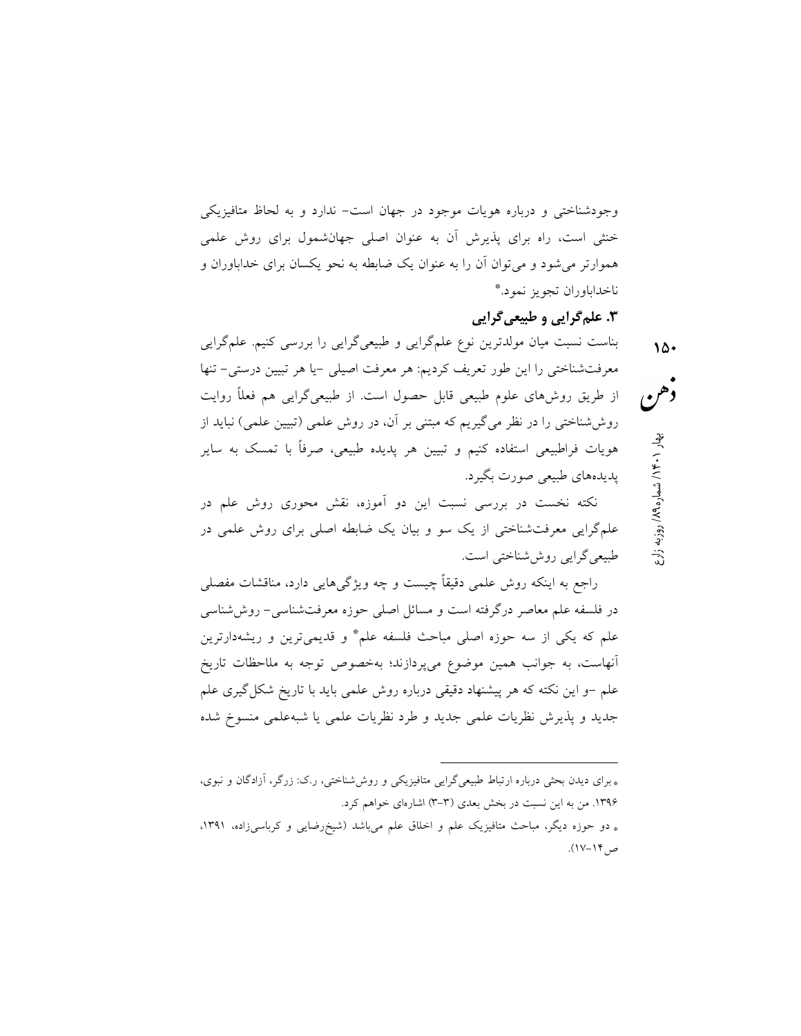وجودشناختی و درباره هویات موجود در جهان است- ندارد و به لحاظ متافیزیکی خنثی است، راه برای پذیرش آن به عنوان اصلی جهان‌شمول برای روش علمی هموارتر می‌شود و می‌توان آن را به عنوان یک ضابطه به نحو یکسان برای خداباوران و ناخداباوران تجویز نمود.*

### ۳. علم‌گرایی و طبیعی‌گرایی

بناست نسبت میان مولدترین نوع علم‌گرایی و طبیعی‌گرایی را بررسی کنیم. علم‌گرایی معرفت‌شناختی را این طور تعریف کردیم: هر معرفت اصیلی -یا هر تبیین درستی- تنها از طریق روش‌های علوم طبیعی قابل حصول است. از طبیعی‌گرایی هم فعلاً روایت روش‌شناختی را در نظر می‌گیریم که مبتنی بر آن، در روش علمی (تبیین علمی) نباید از هویات فراطبیعی استفاده کنیم و تبیین هر پدیده طبیعی، صرفاً با تمسک به سایر پدیده‌های طبیعی صورت بگیرد.

نکته نخست در بررسی نسبت این دو آموزه، نقش محوری روش علم در علم‌گرایی معرفت‌شناختی از یک سو و بیان یک ضابطه اصلی برای روش علمی در طبیعی‌گرایی روش‌شناختی است.

راجع به اینکه روش علمی دقیقاً چیست و چه ویژگی‌هایی دارد، مناقشات مفصلی در فلسفه علم معاصر درگرفته است و مسائل اصلی حوزه معرفت‌شناسی- روش‌شناسی علم که یکی از سه حوزه اصلی مباحث فلسفه علم* و قدیمی‌ترین و ریشه‌دارترین آنهاست، به جوانب همین موضوع می‌پردازند؛ به‌خصوص توجه به ملاحظات تاریخ علم -و این نکته که هر پیشنهاد دقیقی درباره روش علمی باید با تاریخ شکل‌گیری علم جدید و پذیرش نظریات علمی جدید و طرد نظریات علمی یا شبه‌علمی منسوخ شده

---

* برای دیدن بحثی درباره ارتباط طبیعی‌گرایی متافیزیکی و روش‌شناختی، ر.ک: زرگر، آزادگان و نبوی، ۱۳۹۶. من به این نسبت در بخش بعدی (۳-۳) اشاره‌ای خواهم کرد.

* دو حوزه دیگر، مباحث متافیزیک علم و اخلاق علم می‌باشد (شیخ‌رضایی و کرباسی‌زاده، ۱۳۹۱، ص۱۴-۱۷).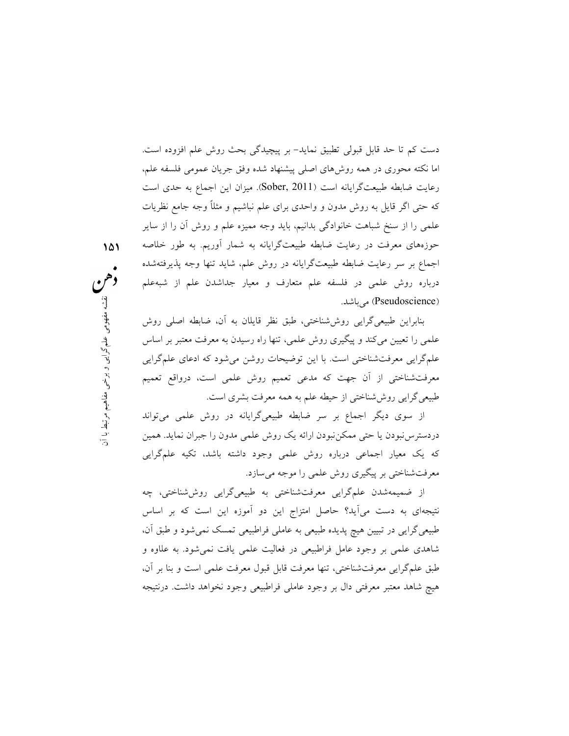دست کم تا حد قابل قبولی تطبیق نماید- بر پیچیدگی بحث روش علم افزوده است. اما نکته محوری در همه روش‌های اصلی پیشنهاد شده وفق جریان عمومی فلسفه علم، رعایت ضابطه طبیعت‌گرایانه است (Sober, 2011). میزان این اجماع به حدی است که حتی اگر قایل به روش مدون و واحدی برای علم نباشیم و مثلاً وجه جامع نظریات علمی را از سنخ شباهت خانوادگی بدانیم، باید وجه ممیزه علم و روش آن را از سایر حوزه‌های معرفت در رعایت ضابطه طبیعت‌گرایانه به شمار آوریم. به طور خلاصه اجماع بر سر رعایت ضابطه طبیعت‌گرایانه در روش علم، شاید تنها وجه پذیرفته‌شده درباره روش علمی در فلسفه علم متعارف و معیار جداشدن علم از شبه‌علم (Pseudoscience) می‌باشد.

بنابراین طبیعی‌گرایی روش‌شناختی، طبق نظر قایلان به آن، ضابطه اصلی روش علمی را تعیین می‌کند و پیگیری روش علمی، تنها راه رسیدن به معرفت معتبر بر اساس علم‌گرایی معرفت‌شناختی است. با این توضیحات روشن می‌شود که ادعای علم‌گرایی معرفت‌شناختی از آن جهت که مدعی تعمیم روش علمی است، درواقع تعمیم طبیعی‌گرایی روش‌شناختی از حیطه علم به همه معرفت بشری است.

از سوی دیگر اجماع بر سر ضابطه طبیعی‌گرایانه در روش علمی می‌تواند دردسترس‌نبودن یا حتی ممکن‌نبودن ارائه یک روش علمی مدون را جبران نماید. همین که یک معیار اجماعی درباره روش علمی وجود داشته باشد، تکیه علم‌گرایی معرفت‌شناختی بر پیگیری روش علمی را موجه می‌سازد.

از ضمیمه‌شدن علم‌گرایی معرفت‌شناختی به طبیعی‌گرایی روش‌شناختی، چه نتیجه‌ای به دست می‌آید؟ حاصل امتزاج این دو آموزه این است که بر اساس طبیعی‌گرایی در تبیین هیچ پدیده طبیعی به عاملی فراطبیعی تمسک نمی‌شود و طبق آن، شاهدی علمی بر وجود عامل فراطبیعی در فعالیت علمی یافت نمی‌شود. به علاوه و طبق علم‌گرایی معرفت‌شناختی، تنها معرفت قابل قبول معرفت علمی است و بنا بر آن، هیچ شاهد معتبر معرفتی دال بر وجود عاملی فراطبیعی وجود نخواهد داشت. درنتیجه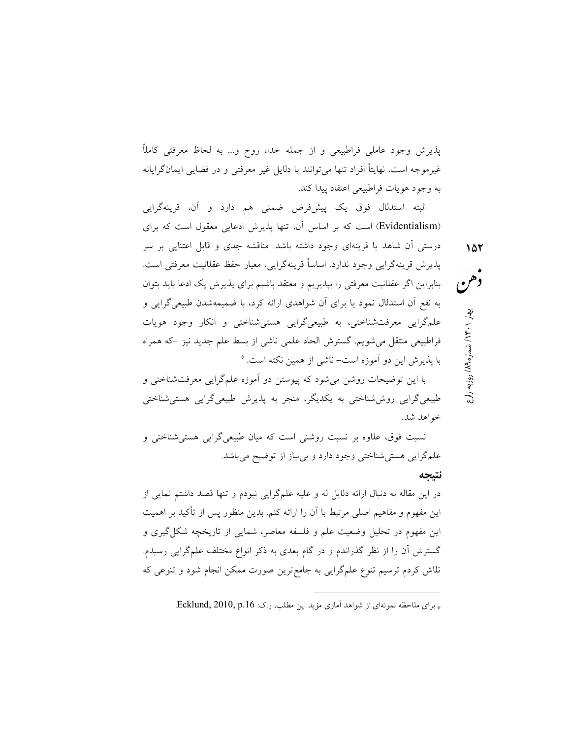پذیرش وجود عاملی فراطبیعی و از جمله خدا، روح و... به لحاظ معرفتی کاملاً غیرموجه است. نهایتاً افراد تنها می‌توانند با دلایل غیر معرفتی و در فضایی ایمان‌گرایانه به وجود هویات فراطبیعی اعتقاد پیدا کند.

البته استدلال فوق یک پیش‌فرض ضمنی هم دارد و آن، قرینه‌گرایی (Evidentialism) است که بر اساس آن، تنها پذیرش ادعایی معقول است که برای درستی آن شاهد یا قرینه‌ای وجود داشته باشد. مناقشه جدی و قابل اعتنایی بر سر پذیرش قرینه‌گرایی وجود ندارد. اساساً قرینه‌گرایی، معیار حفظ عقلانیت معرفتی است. بنابراین اگر عقلانیت معرفتی را بپذیریم و معتقد باشیم برای پذیرش یک ادعا باید بتوان به نفع آن استدلال نمود یا برای آن شواهدی ارائه کرد، با ضمیمه‌شدن طبیعی‌گرایی و علم‌گرایی معرفت‌شناختی، به طبیعی‌گرایی هستی‌شناختی و انکار وجود هویات فراطبیعی منتقل می‌شویم. گسترش الحاد علمی ناشی از بسط علم جدید نیز –که همراه با پذیرش این دو آموزه است– ناشی از همین نکته است.*

با این توضیحات روشن می‌شود که پیوستن دو آموزه علم‌گرایی معرفت‌شناختی و طبیعی‌گرایی روش‌شناختی به یکدیگر، منجر به پذیرش طبیعی‌گرایی هستی‌شناختی خواهد شد.

نسبت فوق، علاوه بر نسبت روشنی است که میان طبیعی‌گرایی هستی‌شناختی و علم‌گرایی هستی‌شناختی وجود دارد و بی‌نیاز از توضیح می‌باشد.

## نتیجه

در این مقاله به دنبال ارائه دلایل له و علیه علم‌گرایی نبودم و تنها قصد داشتم نمایی از این مفهوم و مفاهیم اصلی مرتبط با آن را ارائه کنم. بدین منظور پس از تأکید بر اهمیت این مفهوم در تحلیل وضعیت علم و فلسفه معاصر، شمایی از تاریخچه شکل‌گیری و گسترش آن را از نظر گذراندم و در گام بعدی به ذکر انواع مختلف علم‌گرایی رسیدم. تلاش کردم ترسیم تنوع علم‌گرایی به جامع‌ترین صورت ممکن انجام شود و تنوعی که

---

* برای ملاحظه نمونه‌ای از شواهد آماری مؤید این مطلب، ر.ک: Ecklund, 2010, p.16.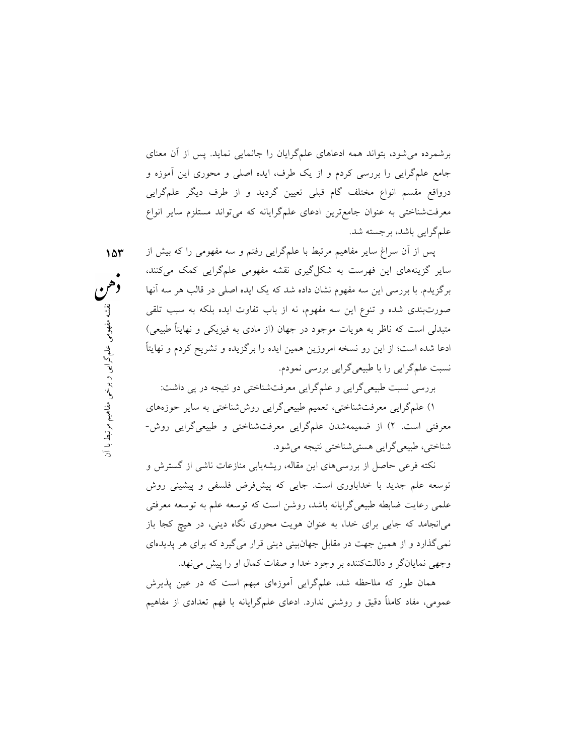برشمرده می‌شود، بتواند همه ادعاهای علم‌گرایان را جانمایی نماید. پس از آن معنای جامع علم‌گرایی را بررسی کردم و از یک طرف، ایده اصلی و محوری این آموزه و درواقع مقسم انواع مختلف گام قبلی تعیین گردید و از طرف دیگر علم‌گرایی معرفت‌شناختی به عنوان جامع‌ترین ادعای علم‌گرایانه که می‌تواند مستلزم سایر انواع علم‌گرایی باشد، برجسته شد.

پس از آن سراغ سایر مفاهیم مرتبط با علم‌گرایی رفتم و سه مفهومی را که بیش از سایر گزینه‌های این فهرست به شکل‌گیری نقشه مفهومی علم‌گرایی کمک می‌کنند، برگزیدم. با بررسی این سه مفهوم نشان داده شد که یک ایده اصلی در قالب هر سه آنها صورت‌بندی شده و تنوع این سه مفهوم، نه از باب تفاوت ایده بلکه به سبب تلقی متبدلی است که ناظر به هویات موجود در جهان (از مادی به فیزیکی و نهایتاً طبیعی) ادعا شده است؛ از این رو نسخه امروزین همین ایده را برگزیده و تشریح کردم و نهایتاً نسبت علم‌گرایی را با طبیعی‌گرایی بررسی نمودم.

بررسی نسبت طبیعی‌گرایی و علم‌گرایی معرفت‌شناختی دو نتیجه در پی داشت:

۱) علم‌گرایی معرفت‌شناختی، تعمیم طبیعی‌گرایی روش‌شناختی به سایر حوزه‌های معرفتی است. ۲) از ضمیمه‌شدن علم‌گرایی معرفت‌شناختی و طبیعی‌گرایی روش‌شناختی، طبیعی‌گرایی هستی‌شناختی نتیجه می‌شود.

نکته فرعی حاصل از بررسی‌های این مقاله، ریشه‌یابی منازعات ناشی از گسترش و توسعه علم جدید با خداباوری است. جایی که پیش‌فرض فلسفی و پیشینی روش علمی رعایت ضابطه طبیعی‌گرایانه باشد، روشن است که توسعه علم به توسعه معرفتی می‌انجامد که جایی برای خدا، به عنوان هویت محوری نگاه دینی، در هیچ کجا باز نمی‌گذارد و از همین جهت در مقابل جهان‌بینی دینی قرار می‌گیرد که برای هر پدیده‌ای وجهی نمایان‌گر و دلالت‌کننده بر وجود خدا و صفات کمال او را پیش می‌نهد.

همان طور که ملاحظه شد، علم‌گرایی آموزه‌ای مبهم است که در عین پذیرش عمومی، مفاد کاملاً دقیق و روشنی ندارد. ادعای علم‌گرایانه با فهم تعدادی از مفاهیم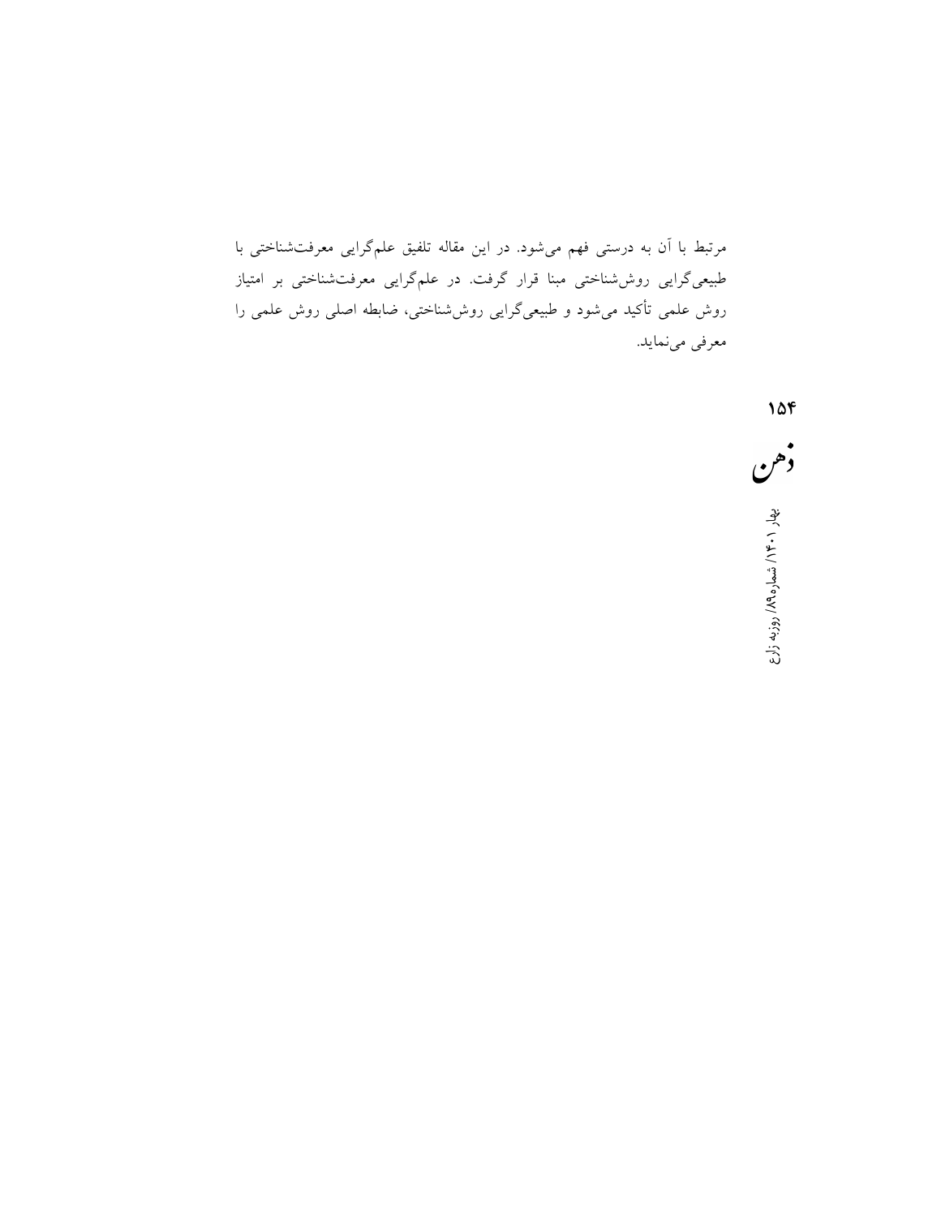مرتبط با آن به درستی فهم می‌شود. در این مقاله تلفیق علم‌گرایی معرفت‌شناختی با طبیعی‌گرایی روش‌شناختی مبنا قرار گرفت. در علم‌گرایی معرفت‌شناختی بر امتیاز روش علمی تأکید می‌شود و طبیعی‌گرایی روش‌شناختی، ضابطه اصلی روش علمی را معرفی می‌نماید.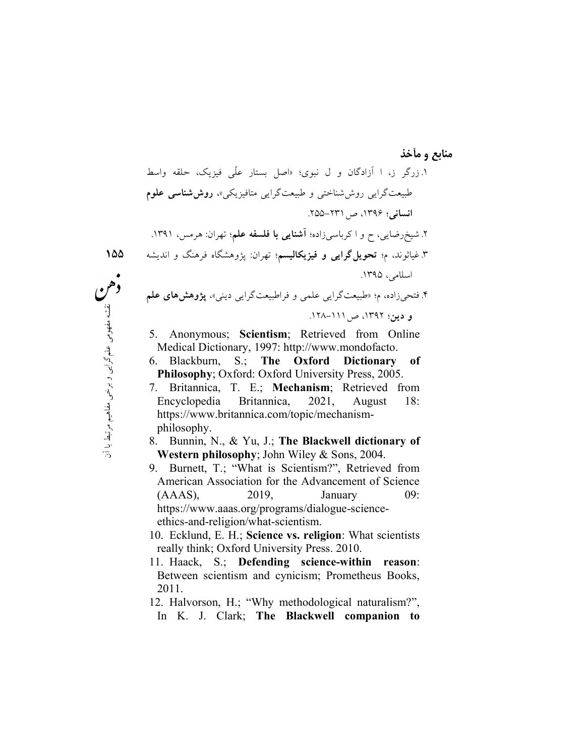## منابع و مآخذ

۱. زرگر ز، ا آزادگان و ل نبوی؛ «اصل بستار علّی فیزیک، حلقه واسط طبیعت‌گرایی روش‌شناختی و طبیعت‌گرایی متافیزیکی»، **روش‌شناسی علوم انسانی**؛ ۱۳۹۶، ص ۲۳۱-۲۵۵.

۲. شیخ‌رضایی، ح و ا کرباسی‌زاده؛ **آشنایی با فلسفه علم**؛ تهران: هرمس، ۱۳۹۱.

۳. غیاثوند، م؛ **تحویل‌گرایی و فیزیکالیسم**؛ تهران: پژوهشگاه فرهنگ و اندیشه اسلامی، ۱۳۹۵.

۴. فتحی‌زاده، م؛ «طبیعت‌گرایی علمی و فراطبیعت‌گرایی دینی»، **پژوهش‌های علم و دین**؛ ۱۳۹۲، ص ۱۱۱-۱۲۸.

5. Anonymous; **Scientism**; Retrieved from Online Medical Dictionary, 1997: http://www.mondofacto.
6. Blackburn, S.; **The Oxford Dictionary of Philosophy**; Oxford: Oxford University Press, 2005.
7. Britannica, T. E.; **Mechanism**; Retrieved from Encyclopedia Britannica, 2021, August 18: https://www.britannica.com/topic/mechanism-philosophy.
8. Bunnin, N., & Yu, J.; **The Blackwell dictionary of Western philosophy**; John Wiley & Sons, 2004.
9. Burnett, T.; “What is Scientism?”, Retrieved from American Association for the Advancement of Science (AAAS), 2019, January 09: https://www.aaas.org/programs/dialogue-science-ethics-and-religion/what-scientism.
10. Ecklund, E. H.; **Science vs. religion**: What scientists really think; Oxford University Press. 2010.
11. Haack, S.; **Defending science-within reason**: Between scientism and cynicism; Prometheus Books, 2011.
12. Halvorson, H.; “Why methodological naturalism?”, In K. J. Clark; **The Blackwell companion to**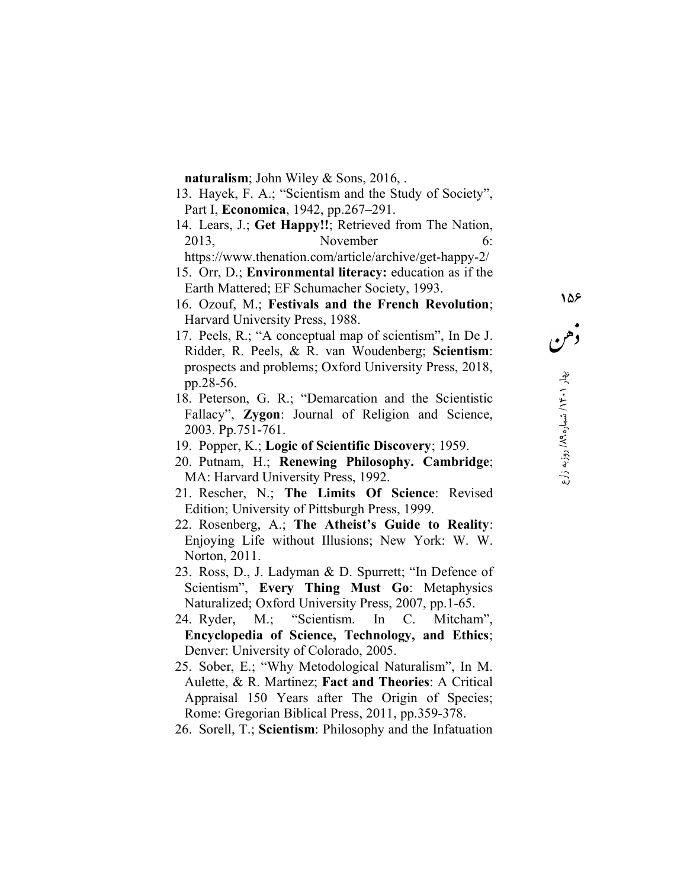**naturalism**; John Wiley & Sons, 2016, .

13. Hayek, F. A.; "Scientism and the Study of Society", Part I, **Economica**, 1942, pp.267–291.
14. Lears, J.; **Get Happy!!**; Retrieved from The Nation, 2013, November 6: https://www.thenation.com/article/archive/get-happy-2/
15. Orr, D.; **Environmental literacy:** education as if the Earth Mattered; EF Schumacher Society, 1993.
16. Ozouf, M.; **Festivals and the French Revolution**; Harvard University Press, 1988.
17. Peels, R.; "A conceptual map of scientism", In De J. Ridder, R. Peels, & R. van Woudenberg; **Scientism**: prospects and problems; Oxford University Press, 2018, pp.28-56.
18. Peterson, G. R.; "Demarcation and the Scientistic Fallacy", **Zygon**: Journal of Religion and Science, 2003. Pp.751-761.
19. Popper, K.; **Logic of Scientific Discovery**; 1959.
20. Putnam, H.; **Renewing Philosophy. Cambridge**; MA: Harvard University Press, 1992.
21. Rescher, N.; **The Limits Of Science**: Revised Edition; University of Pittsburgh Press, 1999.
22. Rosenberg, A.; **The Atheist's Guide to Reality**: Enjoying Life without Illusions; New York: W. W. Norton, 2011.
23. Ross, D., J. Ladyman & D. Spurrett; "In Defence of Scientism", **Every Thing Must Go**: Metaphysics Naturalized; Oxford University Press, 2007, pp.1-65.
24. Ryder, M.; "Scientism. In C. Mitcham", **Encyclopedia of Science, Technology, and Ethics**; Denver: University of Colorado, 2005.
25. Sober, E.; "Why Metodological Naturalism", In M. Aulette, & R. Martinez; **Fact and Theories**: A Critical Appraisal 150 Years after The Origin of Species; Rome: Gregorian Biblical Press, 2011, pp.359-378.
26. Sorell, T.; **Scientism**: Philosophy and the Infatuation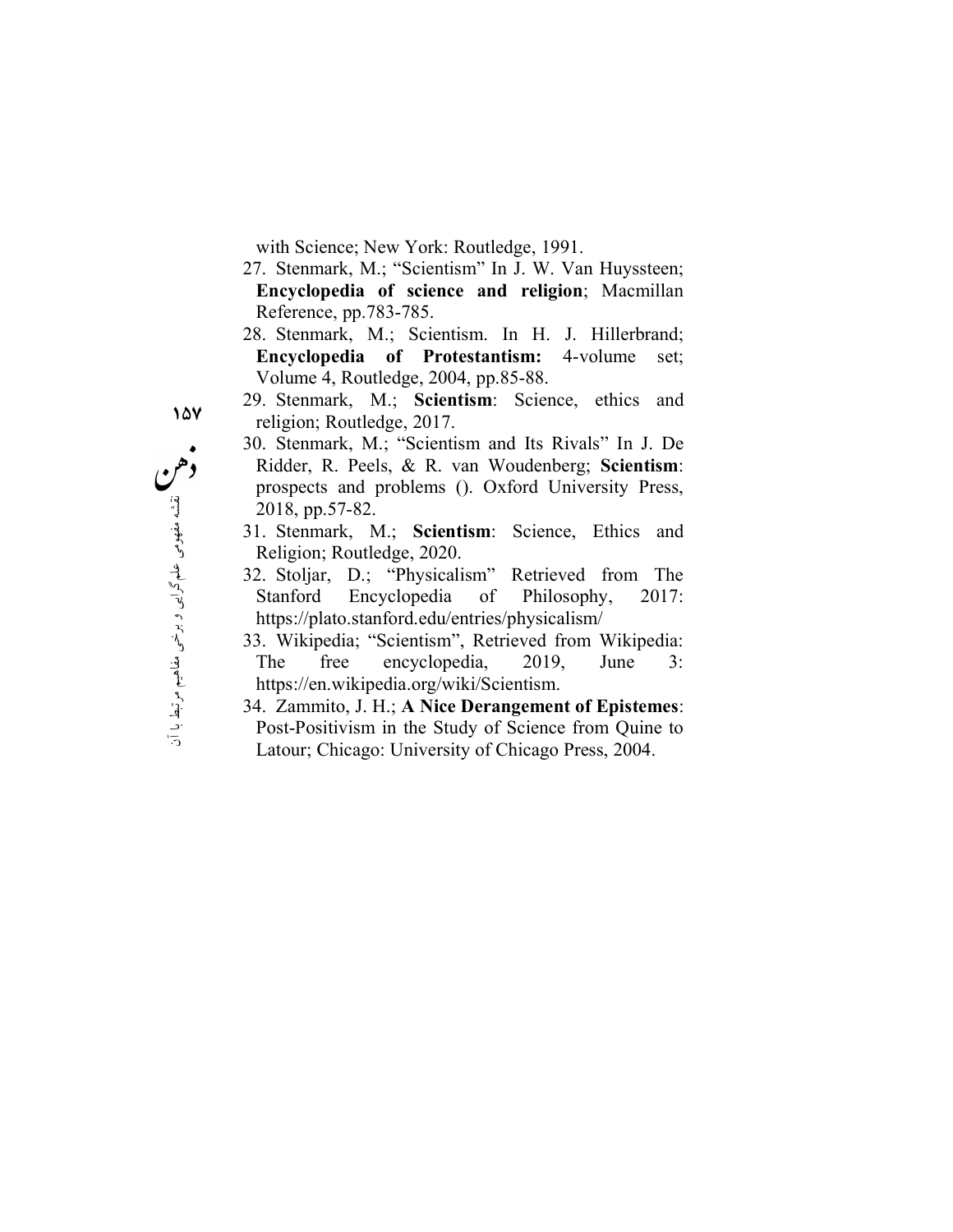with Science; New York: Routledge, 1991.

27. Stenmark, M.; “Scientism” In J. W. Van Huyssteen; **Encyclopedia of science and religion**; Macmillan Reference, pp.783-785.
28. Stenmark, M.; Scientism. In H. J. Hillerbrand; **Encyclopedia of Protestantism:** 4-volume set; Volume 4, Routledge, 2004, pp.85-88.
29. Stenmark, M.; **Scientism**: Science, ethics and religion; Routledge, 2017.
30. Stenmark, M.; “Scientism and Its Rivals” In J. De Ridder, R. Peels, & R. van Woudenberg; **Scientism**: prospects and problems (). Oxford University Press, 2018, pp.57-82.
31. Stenmark, M.; **Scientism**: Science, Ethics and Religion; Routledge, 2020.
32. Stoljar, D.; “Physicalism” Retrieved from The Stanford Encyclopedia of Philosophy, 2017: https://plato.stanford.edu/entries/physicalism/
33. Wikipedia; “Scientism”, Retrieved from Wikipedia: The free encyclopedia, 2019, June 3: https://en.wikipedia.org/wiki/Scientism.
34. Zammito, J. H.; **A Nice Derangement of Epistemes**: Post-Positivism in the Study of Science from Quine to Latour; Chicago: University of Chicago Press, 2004.